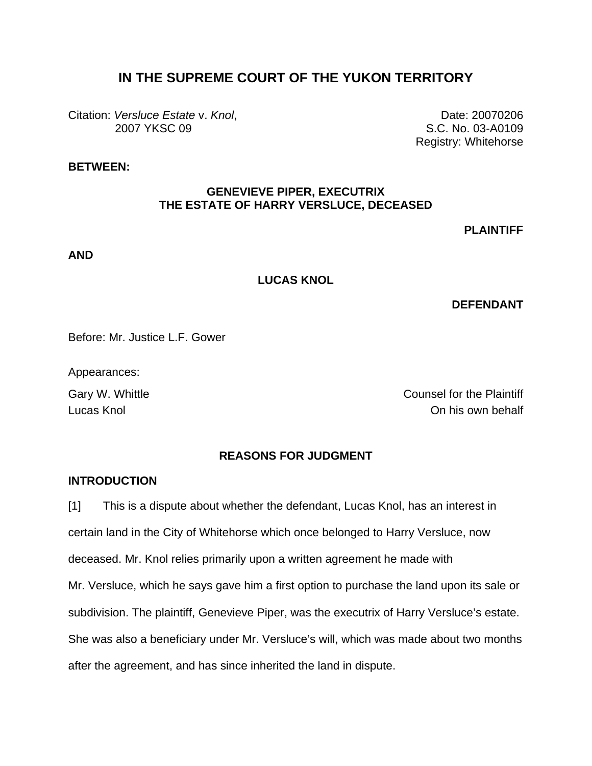# IN THE SUPREME COURT OF THE YUKON TERRITORY

Citation: *Versluce Estate* v. *Knol*, 2007 YKSC 09

Date: 20070206
S.C. No. 03-A0109
Registry: Whitehorse

**BETWEEN:**

**GENEVIEVE PIPER, EXECUTRIX**
**THE ESTATE OF HARRY VERSLUCE, DECEASED**

**PLAINTIFF**

**AND**

**LUCAS KNOL**

**DEFENDANT**

Before: Mr. Justice L.F. Gower

Appearances:

Gary W. Whittle — Counsel for the Plaintiff
Lucas Knol — On his own behalf

## REASONS FOR JUDGMENT

### INTRODUCTION

[1] This is a dispute about whether the defendant, Lucas Knol, has an interest in certain land in the City of Whitehorse which once belonged to Harry Versluce, now deceased. Mr. Knol relies primarily upon a written agreement he made with Mr. Versluce, which he says gave him a first option to purchase the land upon its sale or subdivision. The plaintiff, Genevieve Piper, was the executrix of Harry Versluce's estate. She was also a beneficiary under Mr. Versluce's will, which was made about two months after the agreement, and has since inherited the land in dispute.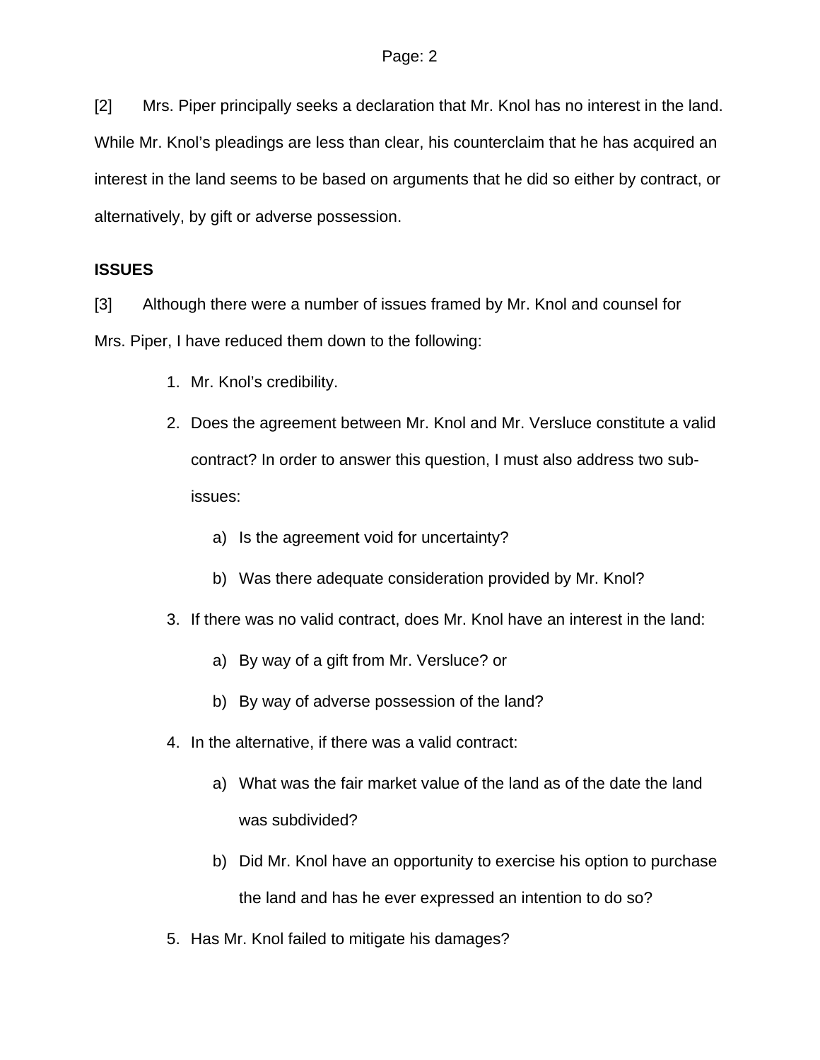[2] Mrs. Piper principally seeks a declaration that Mr. Knol has no interest in the land. While Mr. Knol's pleadings are less than clear, his counterclaim that he has acquired an interest in the land seems to be based on arguments that he did so either by contract, or alternatively, by gift or adverse possession.

**ISSUES**

[3] Although there were a number of issues framed by Mr. Knol and counsel for Mrs. Piper, I have reduced them down to the following:

1. Mr. Knol's credibility.
2. Does the agreement between Mr. Knol and Mr. Versluce constitute a valid contract? In order to answer this question, I must also address two sub-issues:
   a) Is the agreement void for uncertainty?
   b) Was there adequate consideration provided by Mr. Knol?
3. If there was no valid contract, does Mr. Knol have an interest in the land:
   a) By way of a gift from Mr. Versluce? or
   b) By way of adverse possession of the land?
4. In the alternative, if there was a valid contract:
   a) What was the fair market value of the land as of the date the land was subdivided?
   b) Did Mr. Knol have an opportunity to exercise his option to purchase the land and has he ever expressed an intention to do so?
5. Has Mr. Knol failed to mitigate his damages?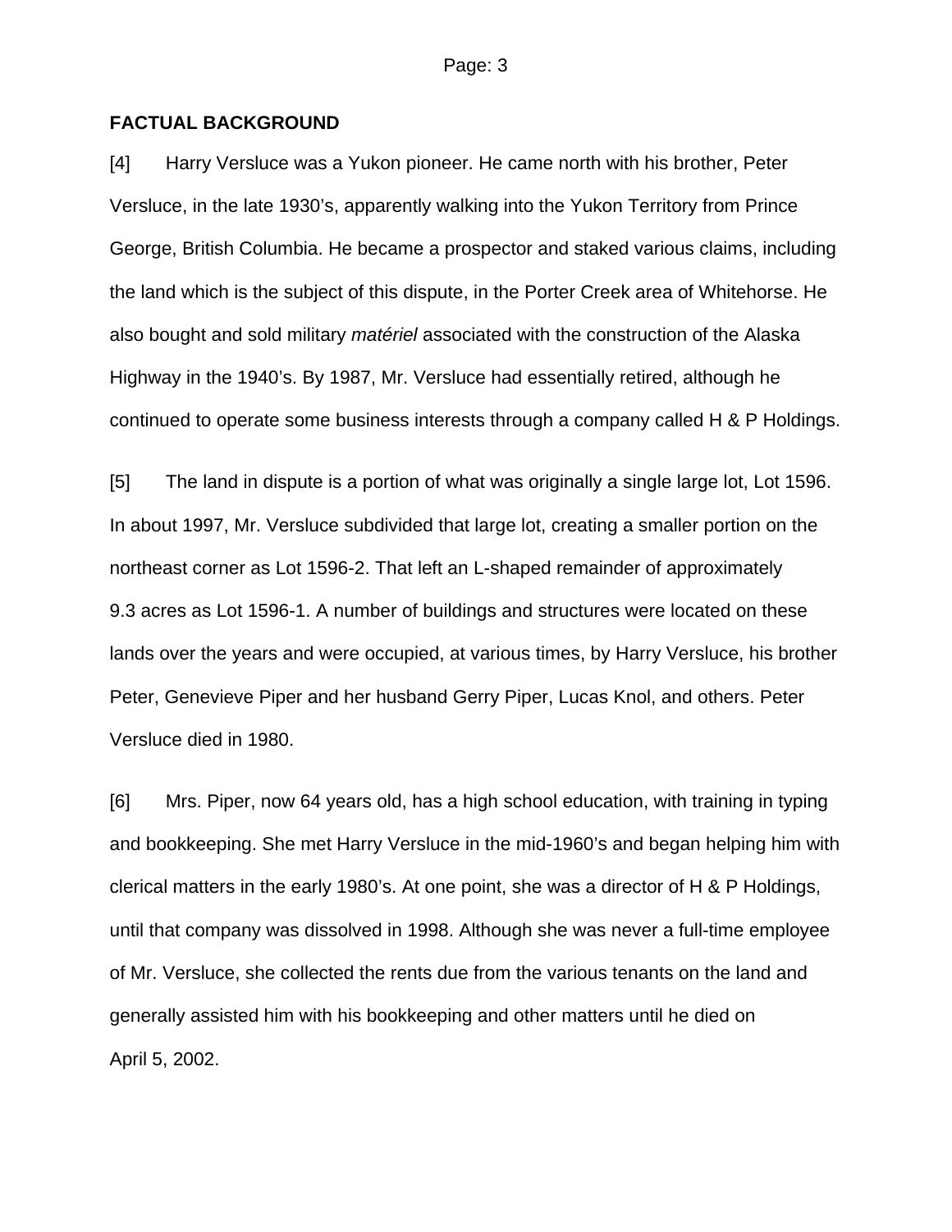## FACTUAL BACKGROUND

[4] Harry Versluce was a Yukon pioneer. He came north with his brother, Peter Versluce, in the late 1930's, apparently walking into the Yukon Territory from Prince George, British Columbia. He became a prospector and staked various claims, including the land which is the subject of this dispute, in the Porter Creek area of Whitehorse. He also bought and sold military *matériel* associated with the construction of the Alaska Highway in the 1940's. By 1987, Mr. Versluce had essentially retired, although he continued to operate some business interests through a company called H & P Holdings.

[5] The land in dispute is a portion of what was originally a single large lot, Lot 1596. In about 1997, Mr. Versluce subdivided that large lot, creating a smaller portion on the northeast corner as Lot 1596-2. That left an L-shaped remainder of approximately 9.3 acres as Lot 1596-1. A number of buildings and structures were located on these lands over the years and were occupied, at various times, by Harry Versluce, his brother Peter, Genevieve Piper and her husband Gerry Piper, Lucas Knol, and others. Peter Versluce died in 1980.

[6] Mrs. Piper, now 64 years old, has a high school education, with training in typing and bookkeeping. She met Harry Versluce in the mid-1960's and began helping him with clerical matters in the early 1980's. At one point, she was a director of H & P Holdings, until that company was dissolved in 1998. Although she was never a full-time employee of Mr. Versluce, she collected the rents due from the various tenants on the land and generally assisted him with his bookkeeping and other matters until he died on April 5, 2002.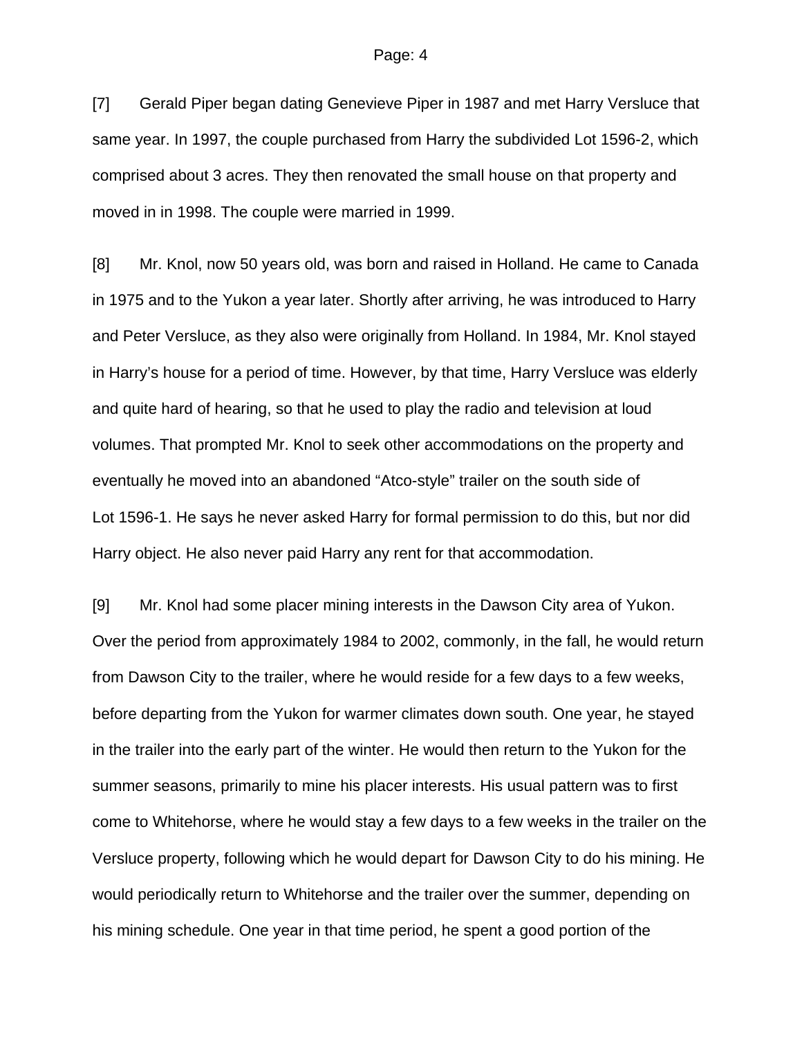[7] Gerald Piper began dating Genevieve Piper in 1987 and met Harry Versluce that same year. In 1997, the couple purchased from Harry the subdivided Lot 1596-2, which comprised about 3 acres. They then renovated the small house on that property and moved in in 1998. The couple were married in 1999.

[8] Mr. Knol, now 50 years old, was born and raised in Holland. He came to Canada in 1975 and to the Yukon a year later. Shortly after arriving, he was introduced to Harry and Peter Versluce, as they also were originally from Holland. In 1984, Mr. Knol stayed in Harry's house for a period of time. However, by that time, Harry Versluce was elderly and quite hard of hearing, so that he used to play the radio and television at loud volumes. That prompted Mr. Knol to seek other accommodations on the property and eventually he moved into an abandoned "Atco-style" trailer on the south side of Lot 1596-1. He says he never asked Harry for formal permission to do this, but nor did Harry object. He also never paid Harry any rent for that accommodation.

[9] Mr. Knol had some placer mining interests in the Dawson City area of Yukon. Over the period from approximately 1984 to 2002, commonly, in the fall, he would return from Dawson City to the trailer, where he would reside for a few days to a few weeks, before departing from the Yukon for warmer climates down south. One year, he stayed in the trailer into the early part of the winter. He would then return to the Yukon for the summer seasons, primarily to mine his placer interests. His usual pattern was to first come to Whitehorse, where he would stay a few days to a few weeks in the trailer on the Versluce property, following which he would depart for Dawson City to do his mining. He would periodically return to Whitehorse and the trailer over the summer, depending on his mining schedule. One year in that time period, he spent a good portion of the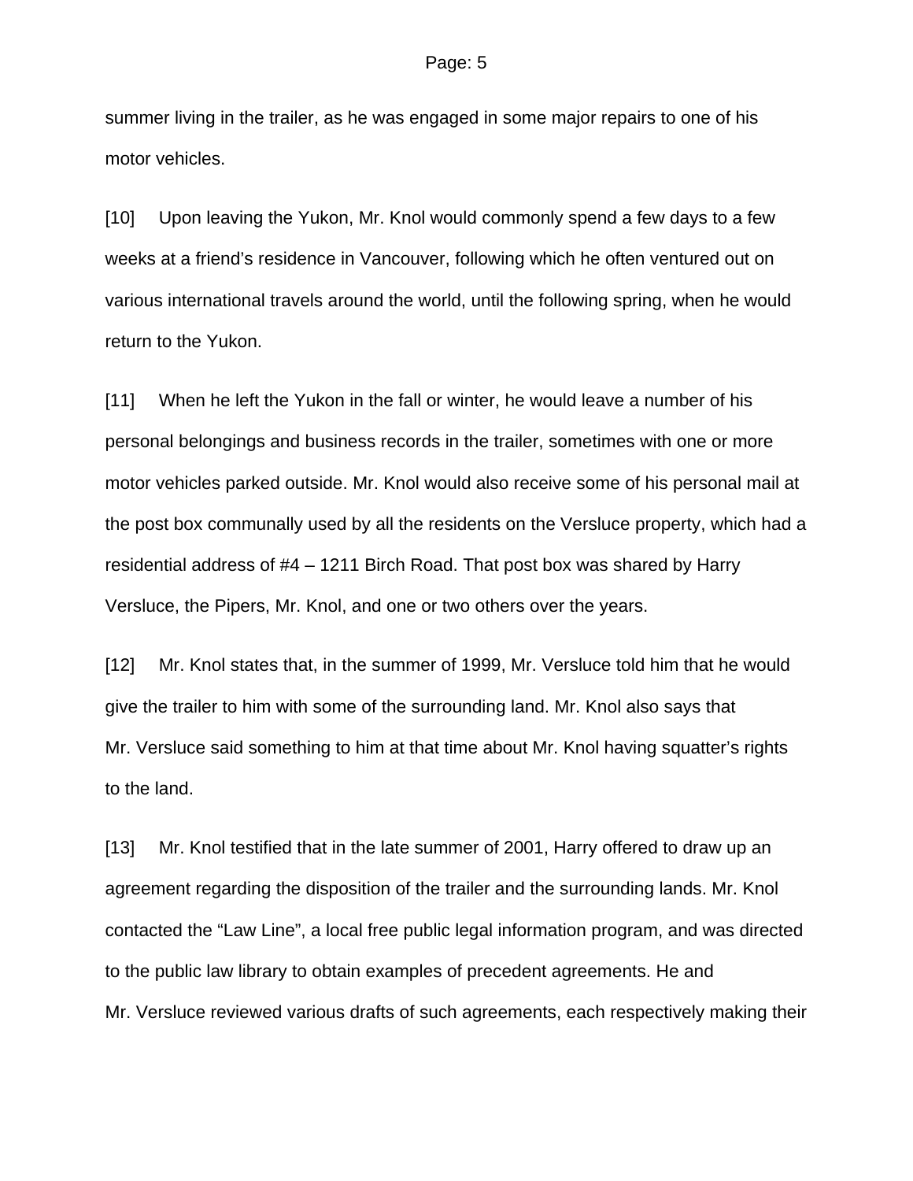summer living in the trailer, as he was engaged in some major repairs to one of his motor vehicles.

[10] Upon leaving the Yukon, Mr. Knol would commonly spend a few days to a few weeks at a friend's residence in Vancouver, following which he often ventured out on various international travels around the world, until the following spring, when he would return to the Yukon.

[11] When he left the Yukon in the fall or winter, he would leave a number of his personal belongings and business records in the trailer, sometimes with one or more motor vehicles parked outside. Mr. Knol would also receive some of his personal mail at the post box communally used by all the residents on the Versluce property, which had a residential address of #4 – 1211 Birch Road. That post box was shared by Harry Versluce, the Pipers, Mr. Knol, and one or two others over the years.

[12] Mr. Knol states that, in the summer of 1999, Mr. Versluce told him that he would give the trailer to him with some of the surrounding land. Mr. Knol also says that Mr. Versluce said something to him at that time about Mr. Knol having squatter's rights to the land.

[13] Mr. Knol testified that in the late summer of 2001, Harry offered to draw up an agreement regarding the disposition of the trailer and the surrounding lands. Mr. Knol contacted the "Law Line", a local free public legal information program, and was directed to the public law library to obtain examples of precedent agreements. He and Mr. Versluce reviewed various drafts of such agreements, each respectively making their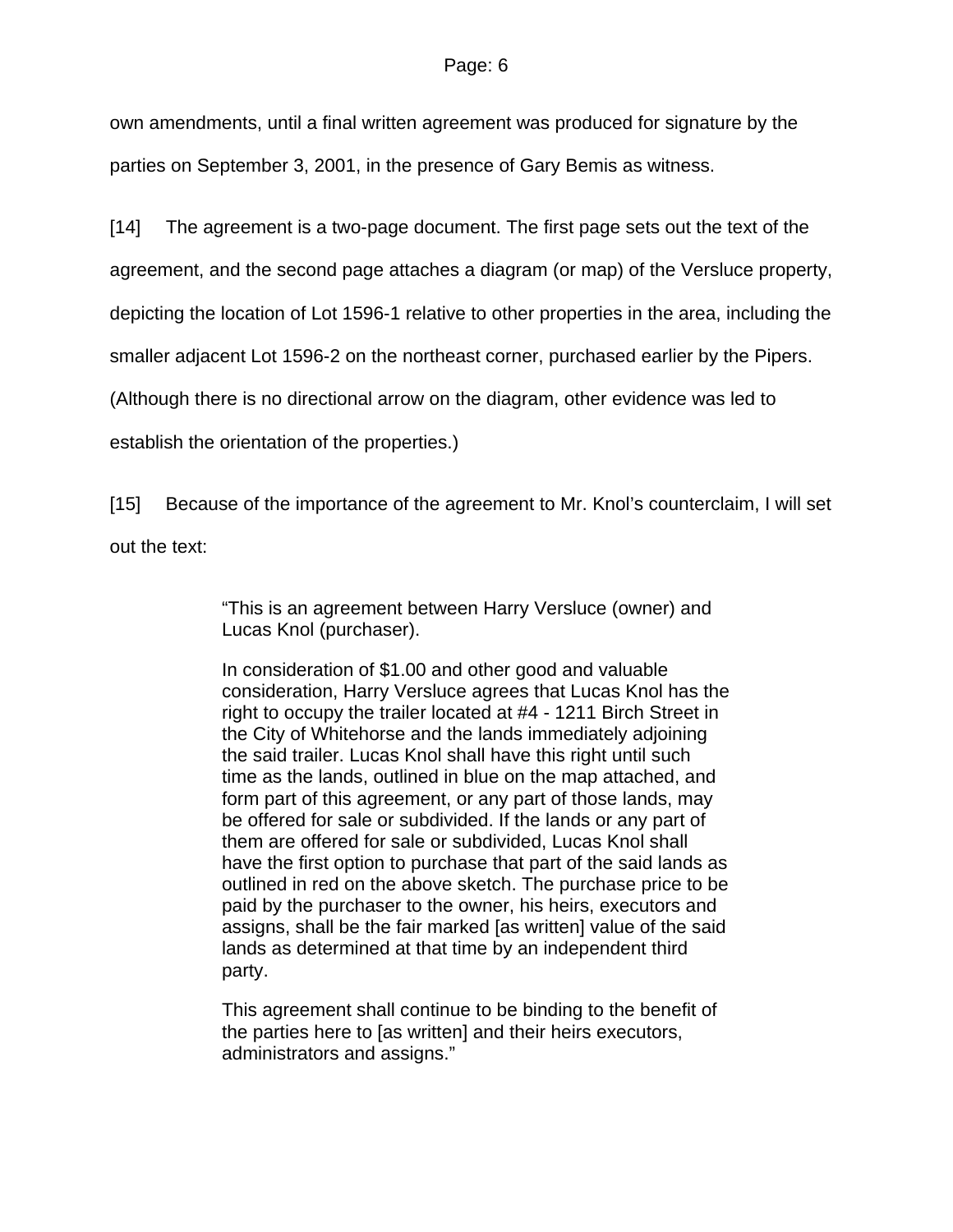own amendments, until a final written agreement was produced for signature by the parties on September 3, 2001, in the presence of Gary Bemis as witness.

[14] The agreement is a two-page document. The first page sets out the text of the agreement, and the second page attaches a diagram (or map) of the Versluce property, depicting the location of Lot 1596-1 relative to other properties in the area, including the smaller adjacent Lot 1596-2 on the northeast corner, purchased earlier by the Pipers. (Although there is no directional arrow on the diagram, other evidence was led to establish the orientation of the properties.)

[15] Because of the importance of the agreement to Mr. Knol's counterclaim, I will set out the text:

> "This is an agreement between Harry Versluce (owner) and Lucas Knol (purchaser).
>
> In consideration of $1.00 and other good and valuable consideration, Harry Versluce agrees that Lucas Knol has the right to occupy the trailer located at #4 - 1211 Birch Street in the City of Whitehorse and the lands immediately adjoining the said trailer. Lucas Knol shall have this right until such time as the lands, outlined in blue on the map attached, and form part of this agreement, or any part of those lands, may be offered for sale or subdivided. If the lands or any part of them are offered for sale or subdivided, Lucas Knol shall have the first option to purchase that part of the said lands as outlined in red on the above sketch. The purchase price to be paid by the purchaser to the owner, his heirs, executors and assigns, shall be the fair marked [as written] value of the said lands as determined at that time by an independent third party.
>
> This agreement shall continue to be binding to the benefit of the parties here to [as written] and their heirs executors, administrators and assigns."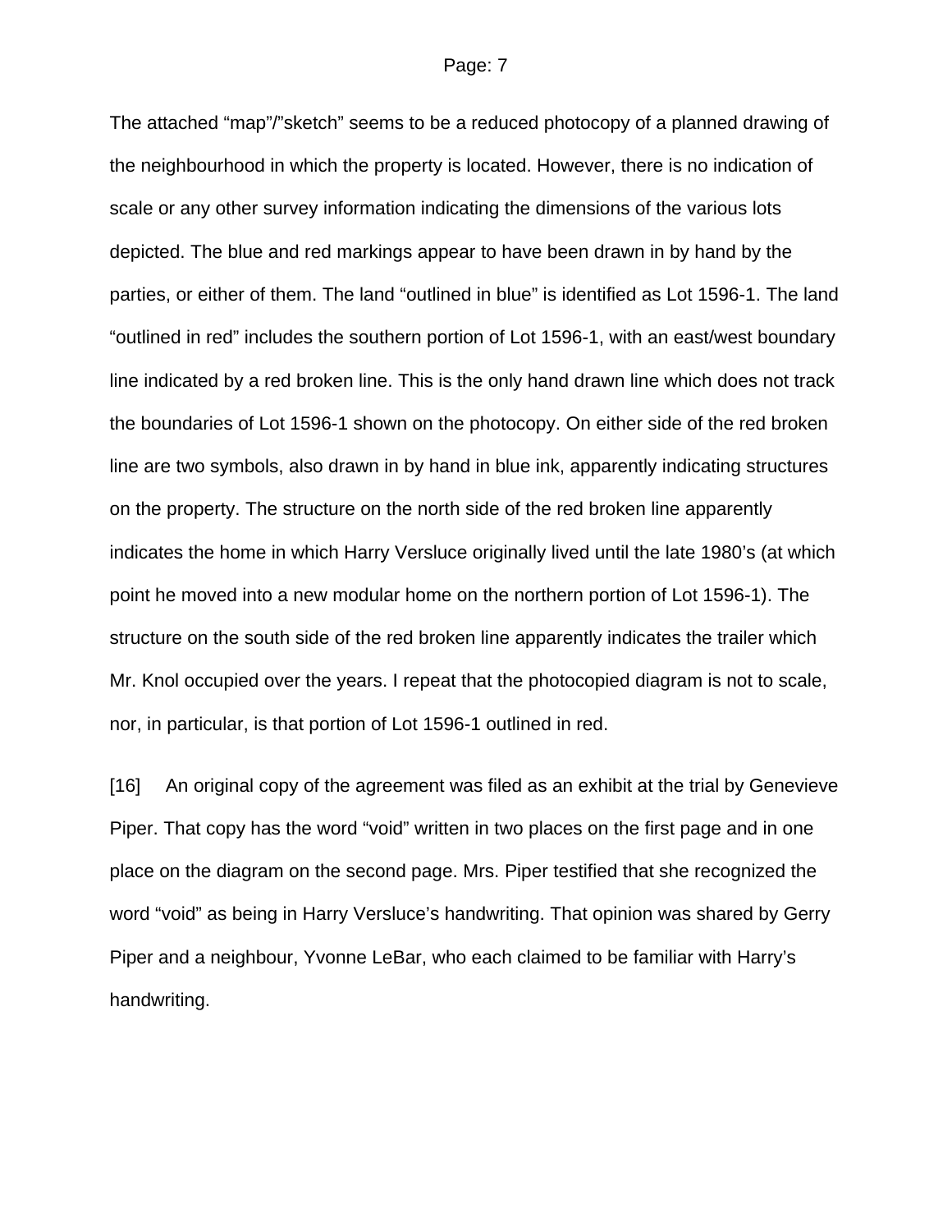The attached “map”/”sketch” seems to be a reduced photocopy of a planned drawing of the neighbourhood in which the property is located. However, there is no indication of scale or any other survey information indicating the dimensions of the various lots depicted. The blue and red markings appear to have been drawn in by hand by the parties, or either of them. The land “outlined in blue” is identified as Lot 1596-1. The land “outlined in red” includes the southern portion of Lot 1596-1, with an east/west boundary line indicated by a red broken line. This is the only hand drawn line which does not track the boundaries of Lot 1596-1 shown on the photocopy. On either side of the red broken line are two symbols, also drawn in by hand in blue ink, apparently indicating structures on the property. The structure on the north side of the red broken line apparently indicates the home in which Harry Versluce originally lived until the late 1980’s (at which point he moved into a new modular home on the northern portion of Lot 1596-1). The structure on the south side of the red broken line apparently indicates the trailer which Mr. Knol occupied over the years. I repeat that the photocopied diagram is not to scale, nor, in particular, is that portion of Lot 1596-1 outlined in red.

[16] An original copy of the agreement was filed as an exhibit at the trial by Genevieve Piper. That copy has the word “void” written in two places on the first page and in one place on the diagram on the second page. Mrs. Piper testified that she recognized the word “void” as being in Harry Versluce’s handwriting. That opinion was shared by Gerry Piper and a neighbour, Yvonne LeBar, who each claimed to be familiar with Harry’s handwriting.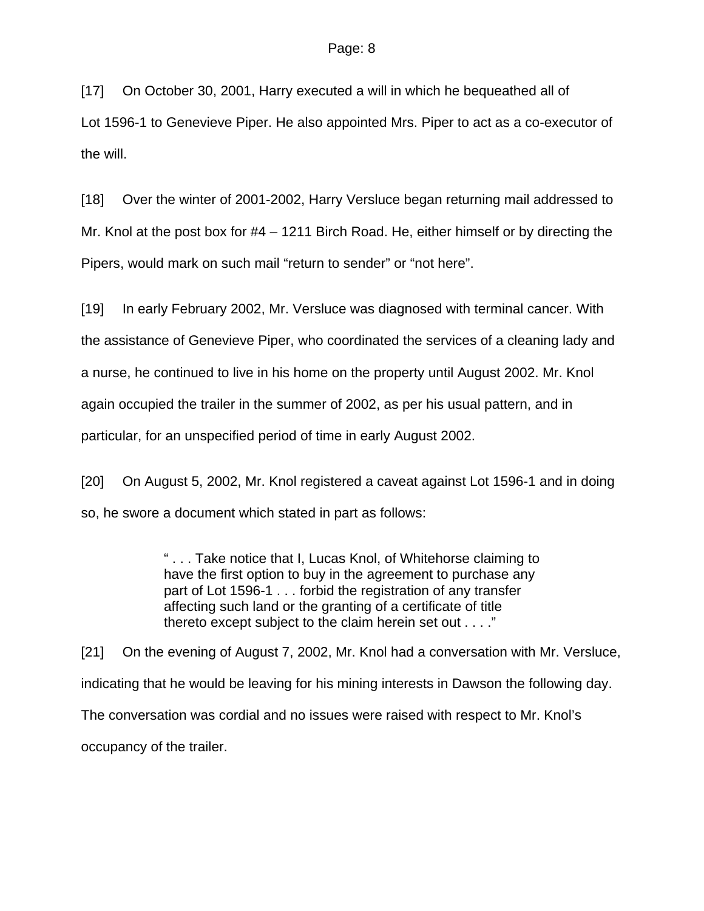[17] On October 30, 2001, Harry executed a will in which he bequeathed all of Lot 1596-1 to Genevieve Piper. He also appointed Mrs. Piper to act as a co-executor of the will.

[18] Over the winter of 2001-2002, Harry Versluce began returning mail addressed to Mr. Knol at the post box for #4 – 1211 Birch Road. He, either himself or by directing the Pipers, would mark on such mail "return to sender" or "not here".

[19] In early February 2002, Mr. Versluce was diagnosed with terminal cancer. With the assistance of Genevieve Piper, who coordinated the services of a cleaning lady and a nurse, he continued to live in his home on the property until August 2002. Mr. Knol again occupied the trailer in the summer of 2002, as per his usual pattern, and in particular, for an unspecified period of time in early August 2002.

[20] On August 5, 2002, Mr. Knol registered a caveat against Lot 1596-1 and in doing so, he swore a document which stated in part as follows:

> " . . . Take notice that I, Lucas Knol, of Whitehorse claiming to have the first option to buy in the agreement to purchase any part of Lot 1596-1 . . . forbid the registration of any transfer affecting such land or the granting of a certificate of title thereto except subject to the claim herein set out . . . ."

[21] On the evening of August 7, 2002, Mr. Knol had a conversation with Mr. Versluce, indicating that he would be leaving for his mining interests in Dawson the following day. The conversation was cordial and no issues were raised with respect to Mr. Knol's occupancy of the trailer.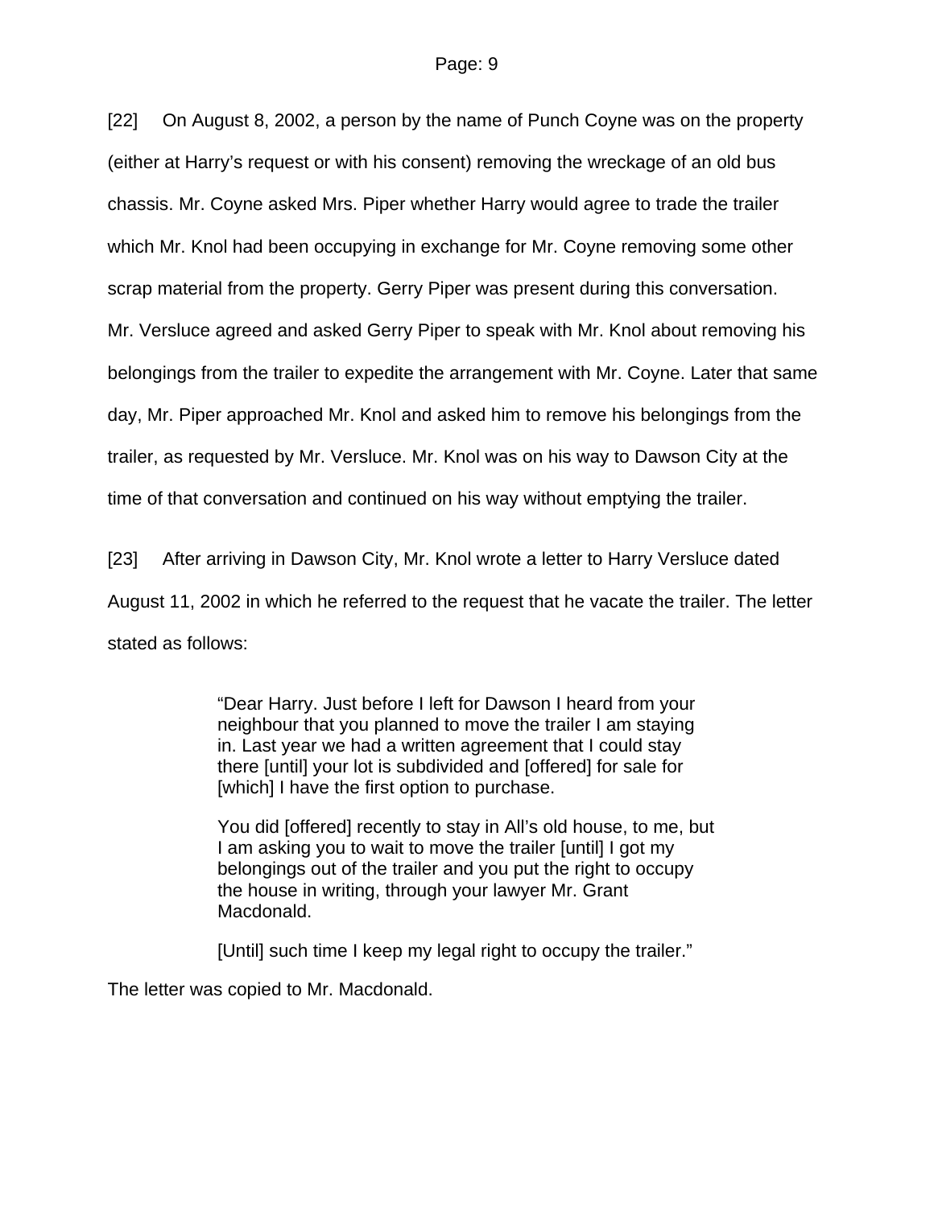[22] On August 8, 2002, a person by the name of Punch Coyne was on the property (either at Harry's request or with his consent) removing the wreckage of an old bus chassis. Mr. Coyne asked Mrs. Piper whether Harry would agree to trade the trailer which Mr. Knol had been occupying in exchange for Mr. Coyne removing some other scrap material from the property. Gerry Piper was present during this conversation. Mr. Versluce agreed and asked Gerry Piper to speak with Mr. Knol about removing his belongings from the trailer to expedite the arrangement with Mr. Coyne. Later that same day, Mr. Piper approached Mr. Knol and asked him to remove his belongings from the trailer, as requested by Mr. Versluce. Mr. Knol was on his way to Dawson City at the time of that conversation and continued on his way without emptying the trailer.

[23] After arriving in Dawson City, Mr. Knol wrote a letter to Harry Versluce dated August 11, 2002 in which he referred to the request that he vacate the trailer. The letter stated as follows:

> "Dear Harry. Just before I left for Dawson I heard from your neighbour that you planned to move the trailer I am staying in. Last year we had a written agreement that I could stay there [until] your lot is subdivided and [offered] for sale for [which] I have the first option to purchase.
>
> You did [offered] recently to stay in All's old house, to me, but I am asking you to wait to move the trailer [until] I got my belongings out of the trailer and you put the right to occupy the house in writing, through your lawyer Mr. Grant Macdonald.
>
> [Until] such time I keep my legal right to occupy the trailer."

The letter was copied to Mr. Macdonald.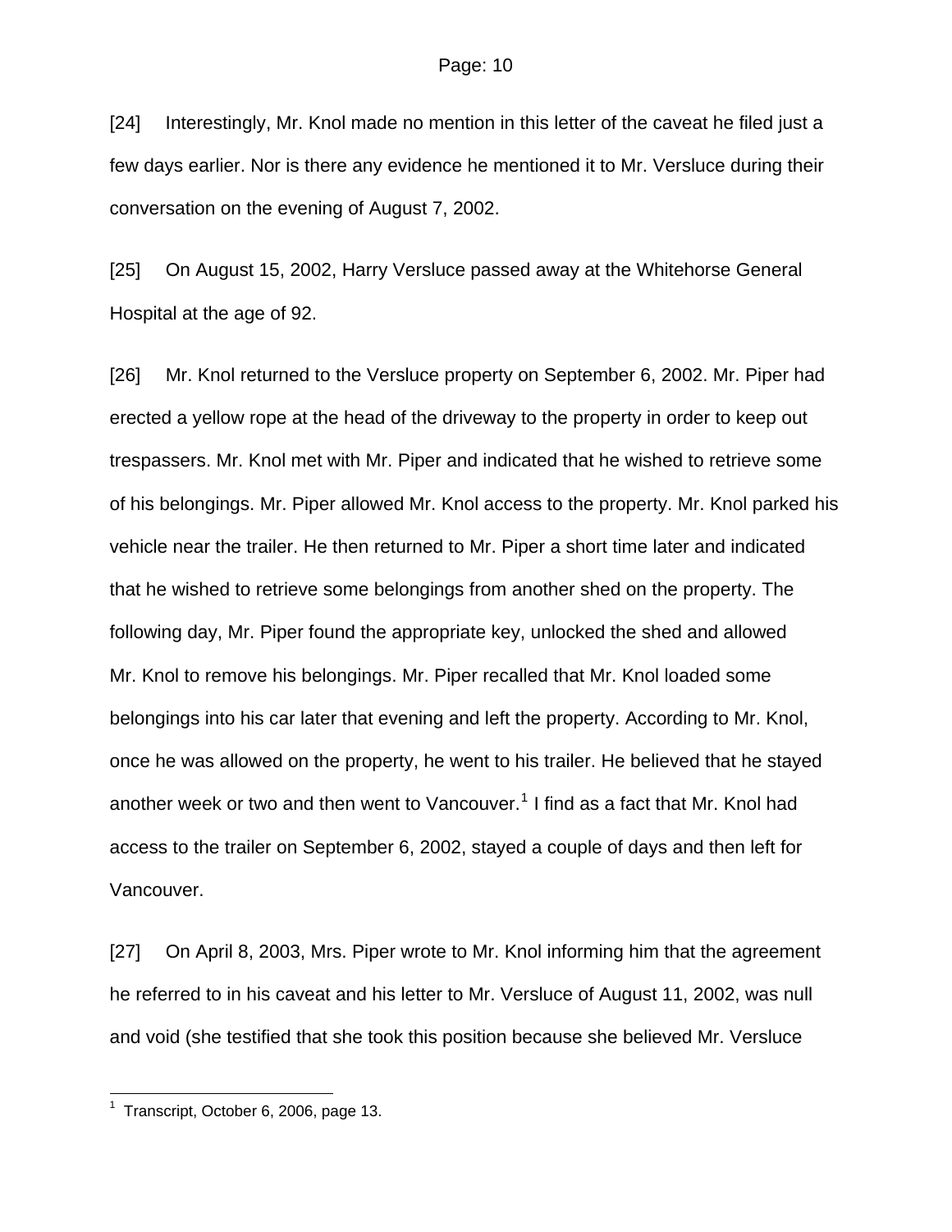[24] Interestingly, Mr. Knol made no mention in this letter of the caveat he filed just a few days earlier. Nor is there any evidence he mentioned it to Mr. Versluce during their conversation on the evening of August 7, 2002.

[25] On August 15, 2002, Harry Versluce passed away at the Whitehorse General Hospital at the age of 92.

[26] Mr. Knol returned to the Versluce property on September 6, 2002. Mr. Piper had erected a yellow rope at the head of the driveway to the property in order to keep out trespassers. Mr. Knol met with Mr. Piper and indicated that he wished to retrieve some of his belongings. Mr. Piper allowed Mr. Knol access to the property. Mr. Knol parked his vehicle near the trailer. He then returned to Mr. Piper a short time later and indicated that he wished to retrieve some belongings from another shed on the property. The following day, Mr. Piper found the appropriate key, unlocked the shed and allowed Mr. Knol to remove his belongings. Mr. Piper recalled that Mr. Knol loaded some belongings into his car later that evening and left the property. According to Mr. Knol, once he was allowed on the property, he went to his trailer. He believed that he stayed another week or two and then went to Vancouver.[1] I find as a fact that Mr. Knol had access to the trailer on September 6, 2002, stayed a couple of days and then left for Vancouver.

[27] On April 8, 2003, Mrs. Piper wrote to Mr. Knol informing him that the agreement he referred to in his caveat and his letter to Mr. Versluce of August 11, 2002, was null and void (she testified that she took this position because she believed Mr. Versluce

---

[1] Transcript, October 6, 2006, page 13.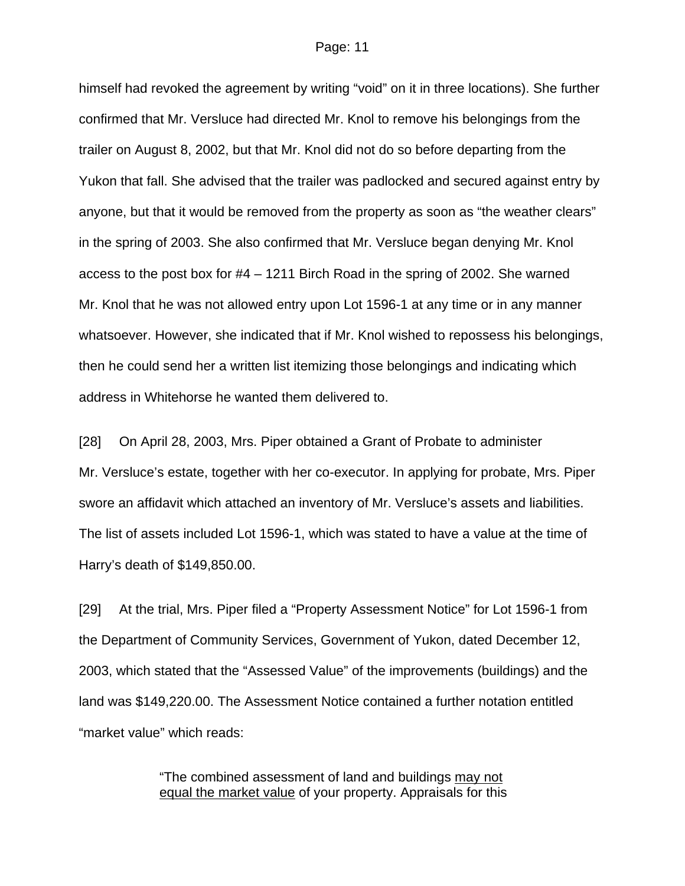himself had revoked the agreement by writing “void” on it in three locations). She further confirmed that Mr. Versluce had directed Mr. Knol to remove his belongings from the trailer on August 8, 2002, but that Mr. Knol did not do so before departing from the Yukon that fall. She advised that the trailer was padlocked and secured against entry by anyone, but that it would be removed from the property as soon as “the weather clears” in the spring of 2003. She also confirmed that Mr. Versluce began denying Mr. Knol access to the post box for #4 – 1211 Birch Road in the spring of 2002. She warned Mr. Knol that he was not allowed entry upon Lot 1596-1 at any time or in any manner whatsoever. However, she indicated that if Mr. Knol wished to repossess his belongings, then he could send her a written list itemizing those belongings and indicating which address in Whitehorse he wanted them delivered to.

[28] On April 28, 2003, Mrs. Piper obtained a Grant of Probate to administer Mr. Versluce’s estate, together with her co-executor. In applying for probate, Mrs. Piper swore an affidavit which attached an inventory of Mr. Versluce’s assets and liabilities. The list of assets included Lot 1596-1, which was stated to have a value at the time of Harry’s death of $149,850.00.

[29] At the trial, Mrs. Piper filed a “Property Assessment Notice” for Lot 1596-1 from the Department of Community Services, Government of Yukon, dated December 12, 2003, which stated that the “Assessed Value” of the improvements (buildings) and the land was $149,220.00. The Assessment Notice contained a further notation entitled “market value” which reads:

> “The combined assessment of land and buildings <u>may not equal the market value</u> of your property. Appraisals for this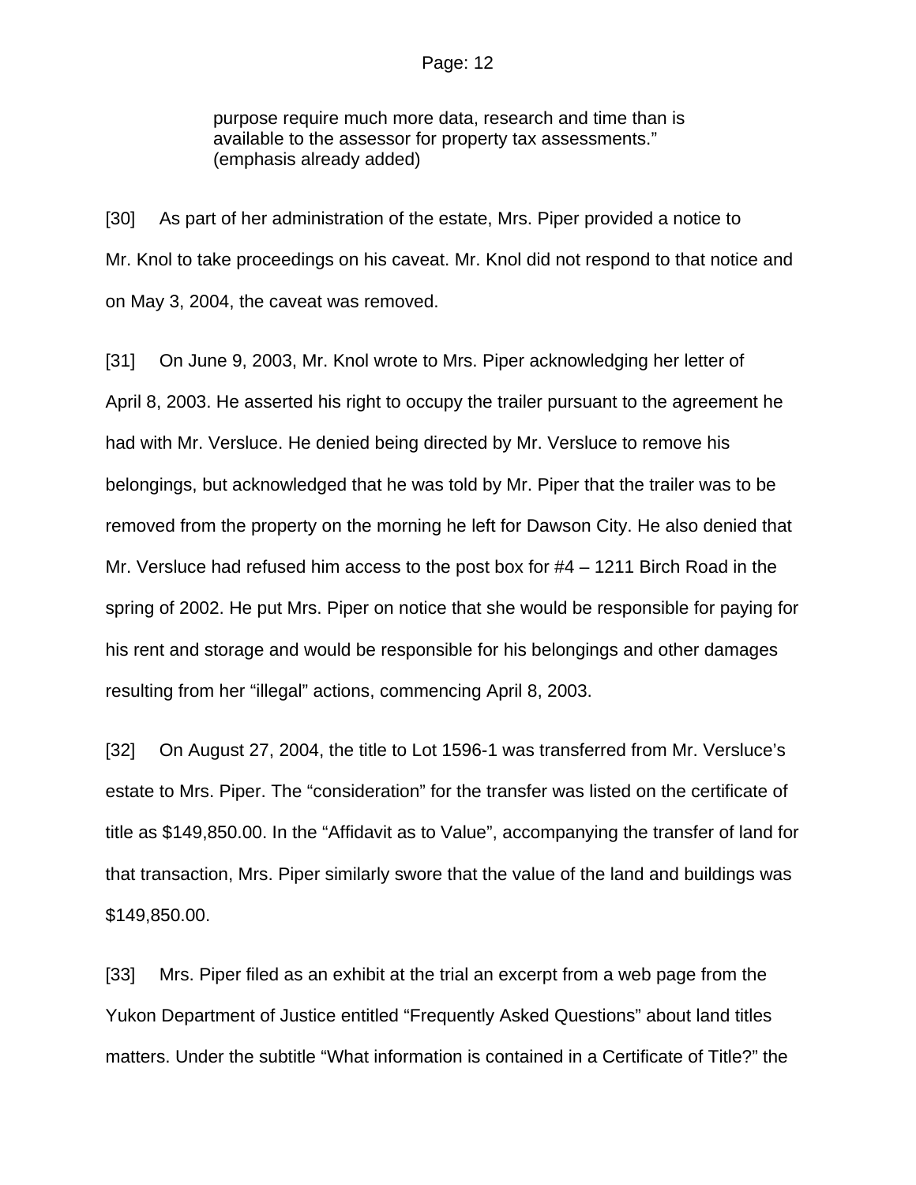> purpose require much more data, research and time than is available to the assessor for property tax assessments." (emphasis already added)

[30] As part of her administration of the estate, Mrs. Piper provided a notice to Mr. Knol to take proceedings on his caveat. Mr. Knol did not respond to that notice and on May 3, 2004, the caveat was removed.

[31] On June 9, 2003, Mr. Knol wrote to Mrs. Piper acknowledging her letter of April 8, 2003. He asserted his right to occupy the trailer pursuant to the agreement he had with Mr. Versluce. He denied being directed by Mr. Versluce to remove his belongings, but acknowledged that he was told by Mr. Piper that the trailer was to be removed from the property on the morning he left for Dawson City. He also denied that Mr. Versluce had refused him access to the post box for #4 – 1211 Birch Road in the spring of 2002. He put Mrs. Piper on notice that she would be responsible for paying for his rent and storage and would be responsible for his belongings and other damages resulting from her "illegal" actions, commencing April 8, 2003.

[32] On August 27, 2004, the title to Lot 1596-1 was transferred from Mr. Versluce's estate to Mrs. Piper. The "consideration" for the transfer was listed on the certificate of title as $149,850.00. In the "Affidavit as to Value", accompanying the transfer of land for that transaction, Mrs. Piper similarly swore that the value of the land and buildings was $149,850.00.

[33] Mrs. Piper filed as an exhibit at the trial an excerpt from a web page from the Yukon Department of Justice entitled "Frequently Asked Questions" about land titles matters. Under the subtitle "What information is contained in a Certificate of Title?" the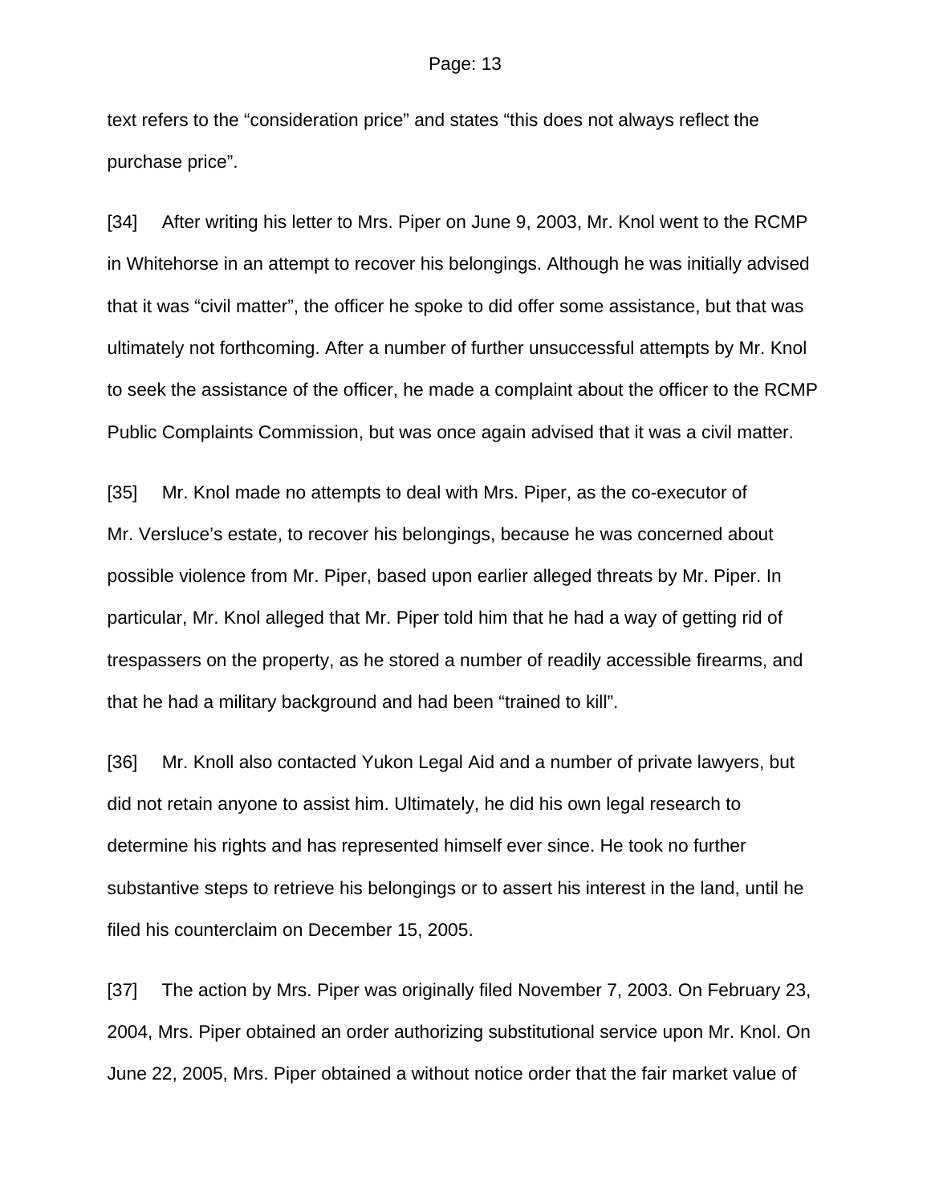text refers to the "consideration price" and states "this does not always reflect the purchase price".

[34] After writing his letter to Mrs. Piper on June 9, 2003, Mr. Knol went to the RCMP in Whitehorse in an attempt to recover his belongings. Although he was initially advised that it was "civil matter", the officer he spoke to did offer some assistance, but that was ultimately not forthcoming. After a number of further unsuccessful attempts by Mr. Knol to seek the assistance of the officer, he made a complaint about the officer to the RCMP Public Complaints Commission, but was once again advised that it was a civil matter.

[35] Mr. Knol made no attempts to deal with Mrs. Piper, as the co-executor of Mr. Versluce's estate, to recover his belongings, because he was concerned about possible violence from Mr. Piper, based upon earlier alleged threats by Mr. Piper. In particular, Mr. Knol alleged that Mr. Piper told him that he had a way of getting rid of trespassers on the property, as he stored a number of readily accessible firearms, and that he had a military background and had been "trained to kill".

[36] Mr. Knoll also contacted Yukon Legal Aid and a number of private lawyers, but did not retain anyone to assist him. Ultimately, he did his own legal research to determine his rights and has represented himself ever since. He took no further substantive steps to retrieve his belongings or to assert his interest in the land, until he filed his counterclaim on December 15, 2005.

[37] The action by Mrs. Piper was originally filed November 7, 2003. On February 23, 2004, Mrs. Piper obtained an order authorizing substitutional service upon Mr. Knol. On June 22, 2005, Mrs. Piper obtained a without notice order that the fair market value of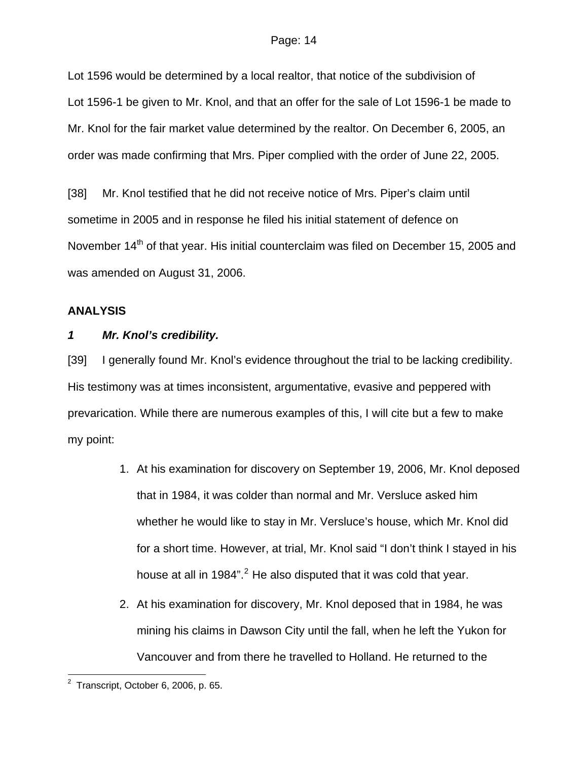Lot 1596 would be determined by a local realtor, that notice of the subdivision of Lot 1596-1 be given to Mr. Knol, and that an offer for the sale of Lot 1596-1 be made to Mr. Knol for the fair market value determined by the realtor. On December 6, 2005, an order was made confirming that Mrs. Piper complied with the order of June 22, 2005.

[38] Mr. Knol testified that he did not receive notice of Mrs. Piper's claim until sometime in 2005 and in response he filed his initial statement of defence on November 14th of that year. His initial counterclaim was filed on December 15, 2005 and was amended on August 31, 2006.

## ANALYSIS

### *1 Mr. Knol's credibility.*

[39] I generally found Mr. Knol's evidence throughout the trial to be lacking credibility. His testimony was at times inconsistent, argumentative, evasive and peppered with prevarication. While there are numerous examples of this, I will cite but a few to make my point:

1. At his examination for discovery on September 19, 2006, Mr. Knol deposed that in 1984, it was colder than normal and Mr. Versluce asked him whether he would like to stay in Mr. Versluce's house, which Mr. Knol did for a short time. However, at trial, Mr. Knol said "I don't think I stayed in his house at all in 1984".[2] He also disputed that it was cold that year.

2. At his examination for discovery, Mr. Knol deposed that in 1984, he was mining his claims in Dawson City until the fall, when he left the Yukon for Vancouver and from there he travelled to Holland. He returned to the

---

[2] Transcript, October 6, 2006, p. 65.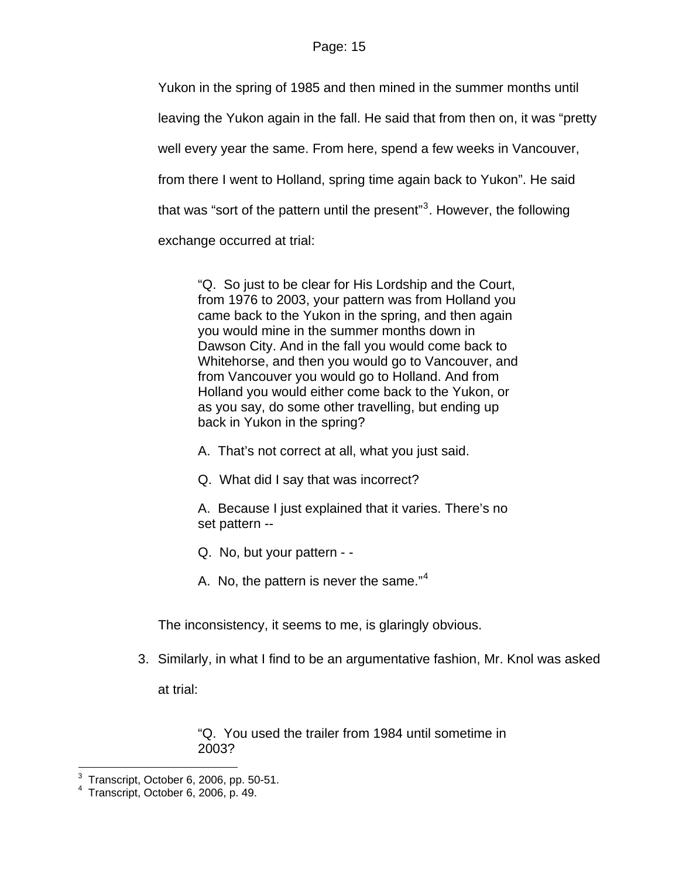Yukon in the spring of 1985 and then mined in the summer months until leaving the Yukon again in the fall. He said that from then on, it was "pretty well every year the same. From here, spend a few weeks in Vancouver, from there I went to Holland, spring time again back to Yukon". He said that was "sort of the pattern until the present"[3]. However, the following exchange occurred at trial:

> "Q. So just to be clear for His Lordship and the Court, from 1976 to 2003, your pattern was from Holland you came back to the Yukon in the spring, and then again you would mine in the summer months down in Dawson City. And in the fall you would come back to Whitehorse, and then you would go to Vancouver, and from Vancouver you would go to Holland. And from Holland you would either come back to the Yukon, or as you say, do some other travelling, but ending up back in Yukon in the spring?
>
> A. That's not correct at all, what you just said.
>
> Q. What did I say that was incorrect?
>
> A. Because I just explained that it varies. There's no set pattern --
>
> Q. No, but your pattern - -
>
> A. No, the pattern is never the same."[4]

The inconsistency, it seems to me, is glaringly obvious.

3. Similarly, in what I find to be an argumentative fashion, Mr. Knol was asked at trial:

> "Q. You used the trailer from 1984 until sometime in 2003?

---

[3] Transcript, October 6, 2006, pp. 50-51.
[4] Transcript, October 6, 2006, p. 49.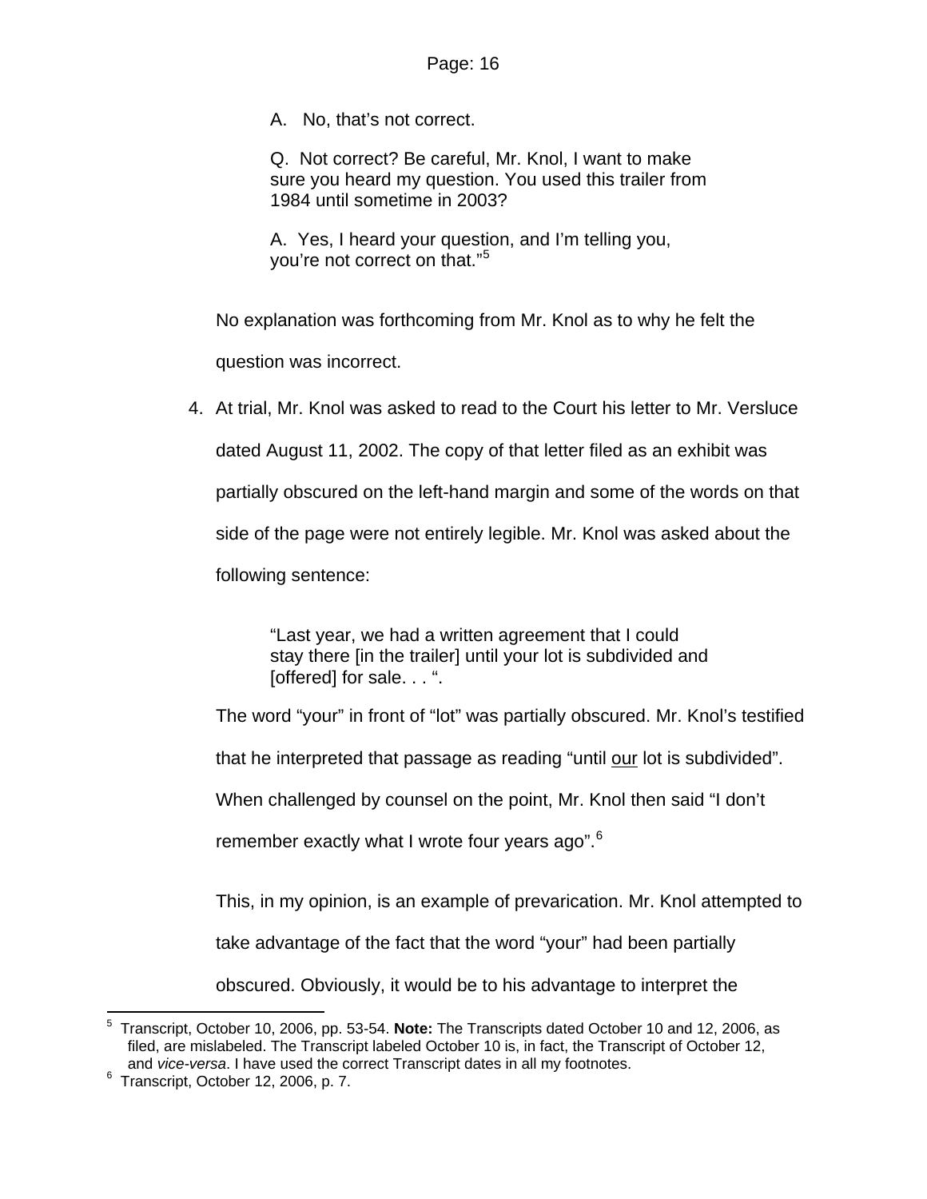> A. No, that's not correct.
>
> Q. Not correct? Be careful, Mr. Knol, I want to make sure you heard my question. You used this trailer from 1984 until sometime in 2003?
>
> A. Yes, I heard your question, and I'm telling you, you're not correct on that."[5]

No explanation was forthcoming from Mr. Knol as to why he felt the question was incorrect.

4. At trial, Mr. Knol was asked to read to the Court his letter to Mr. Versluce dated August 11, 2002. The copy of that letter filed as an exhibit was partially obscured on the left-hand margin and some of the words on that side of the page were not entirely legible. Mr. Knol was asked about the following sentence:

> "Last year, we had a written agreement that I could stay there [in the trailer] until your lot is subdivided and [offered] for sale. . . ".

The word "your" in front of "lot" was partially obscured. Mr. Knol's testified that he interpreted that passage as reading "until <u>our</u> lot is subdivided". When challenged by counsel on the point, Mr. Knol then said "I don't remember exactly what I wrote four years ago".[6]

This, in my opinion, is an example of prevarication. Mr. Knol attempted to take advantage of the fact that the word "your" had been partially obscured. Obviously, it would be to his advantage to interpret the

---

[5] Transcript, October 10, 2006, pp. 53-54. **Note:** The Transcripts dated October 10 and 12, 2006, as filed, are mislabeled. The Transcript labeled October 10 is, in fact, the Transcript of October 12, and *vice-versa*. I have used the correct Transcript dates in all my footnotes.

[6] Transcript, October 12, 2006, p. 7.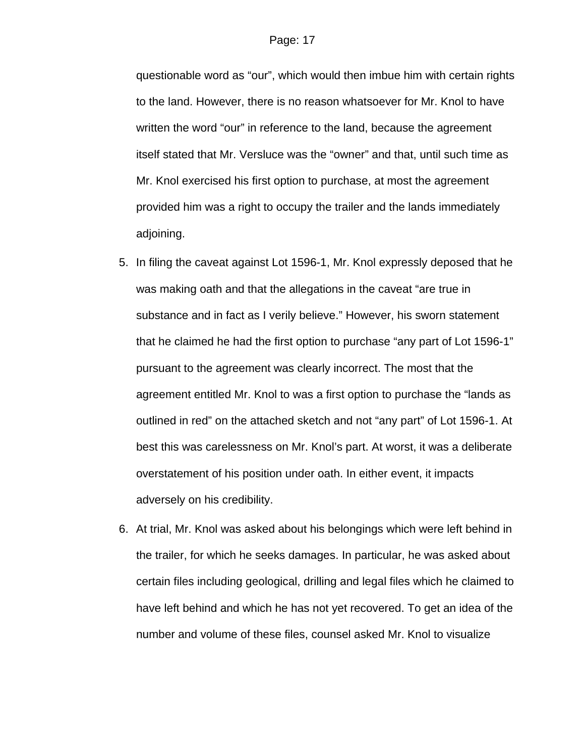questionable word as "our", which would then imbue him with certain rights to the land. However, there is no reason whatsoever for Mr. Knol to have written the word "our" in reference to the land, because the agreement itself stated that Mr. Versluce was the "owner" and that, until such time as Mr. Knol exercised his first option to purchase, at most the agreement provided him was a right to occupy the trailer and the lands immediately adjoining.

5. In filing the caveat against Lot 1596-1, Mr. Knol expressly deposed that he was making oath and that the allegations in the caveat "are true in substance and in fact as I verily believe." However, his sworn statement that he claimed he had the first option to purchase "any part of Lot 1596-1" pursuant to the agreement was clearly incorrect. The most that the agreement entitled Mr. Knol to was a first option to purchase the "lands as outlined in red" on the attached sketch and not "any part" of Lot 1596-1. At best this was carelessness on Mr. Knol's part. At worst, it was a deliberate overstatement of his position under oath. In either event, it impacts adversely on his credibility.

6. At trial, Mr. Knol was asked about his belongings which were left behind in the trailer, for which he seeks damages. In particular, he was asked about certain files including geological, drilling and legal files which he claimed to have left behind and which he has not yet recovered. To get an idea of the number and volume of these files, counsel asked Mr. Knol to visualize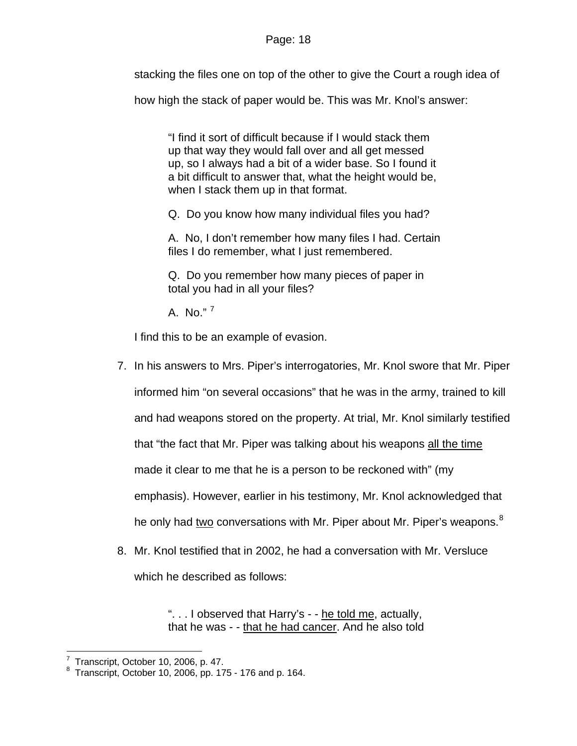stacking the files one on top of the other to give the Court a rough idea of how high the stack of paper would be. This was Mr. Knol's answer:

> "I find it sort of difficult because if I would stack them up that way they would fall over and all get messed up, so I always had a bit of a wider base. So I found it a bit difficult to answer that, what the height would be, when I stack them up in that format.
>
> Q. Do you know how many individual files you had?
>
> A. No, I don't remember how many files I had. Certain files I do remember, what I just remembered.
>
> Q. Do you remember how many pieces of paper in total you had in all your files?
>
> A. No." [7]

I find this to be an example of evasion.

7. In his answers to Mrs. Piper's interrogatories, Mr. Knol swore that Mr. Piper informed him "on several occasions" that he was in the army, trained to kill and had weapons stored on the property. At trial, Mr. Knol similarly testified that "the fact that Mr. Piper was talking about his weapons <u>all the time</u> made it clear to me that he is a person to be reckoned with" (my emphasis). However, earlier in his testimony, Mr. Knol acknowledged that he only had <u>two</u> conversations with Mr. Piper about Mr. Piper's weapons.[8]

8. Mr. Knol testified that in 2002, he had a conversation with Mr. Versluce which he described as follows:

> ". . . I observed that Harry's - - <u>he told me</u>, actually, that he was - - <u>that he had cancer</u>. And he also told

---

[7] Transcript, October 10, 2006, p. 47.

[8] Transcript, October 10, 2006, pp. 175 - 176 and p. 164.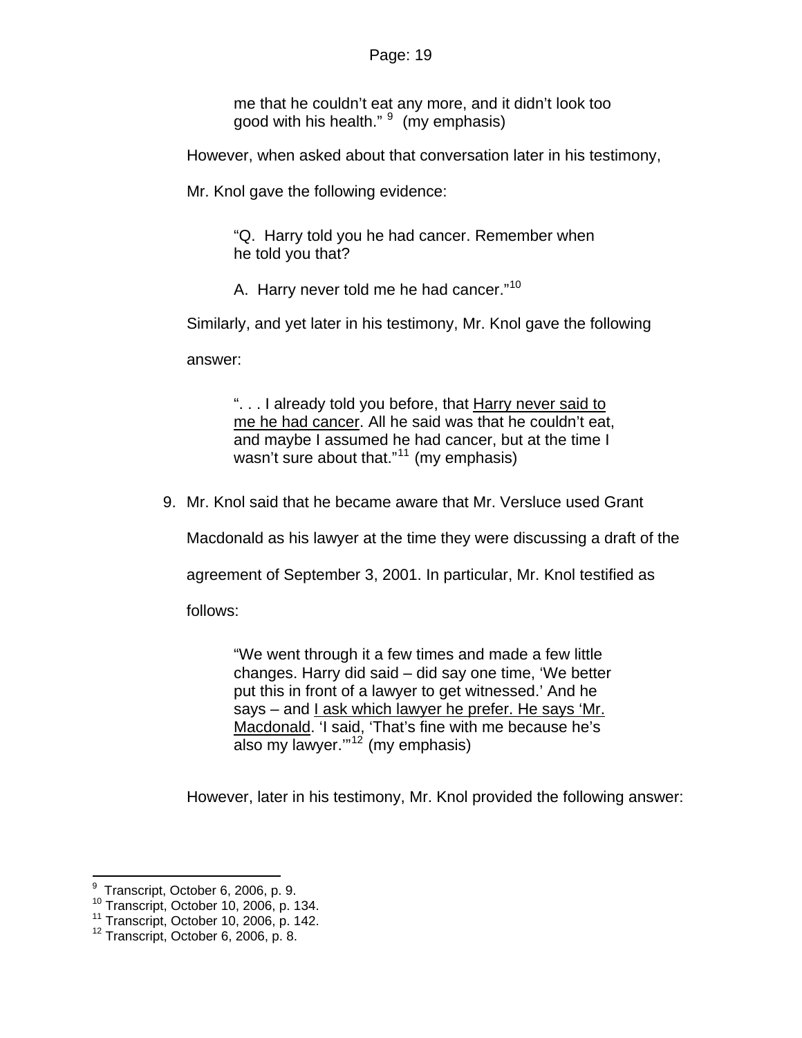> me that he couldn't eat any more, and it didn't look too good with his health." [9] (my emphasis)

However, when asked about that conversation later in his testimony, Mr. Knol gave the following evidence:

> "Q. Harry told you he had cancer. Remember when he told you that?
>
> A. Harry never told me he had cancer."[10]

Similarly, and yet later in his testimony, Mr. Knol gave the following answer:

> ". . . I already told you before, that <u>Harry never said to me he had cancer</u>. All he said was that he couldn't eat, and maybe I assumed he had cancer, but at the time I wasn't sure about that."[11] (my emphasis)

9. Mr. Knol said that he became aware that Mr. Versluce used Grant Macdonald as his lawyer at the time they were discussing a draft of the agreement of September 3, 2001. In particular, Mr. Knol testified as follows:

> "We went through it a few times and made a few little changes. Harry did said – did say one time, 'We better put this in front of a lawyer to get witnessed.' And he says – and <u>I ask which lawyer he prefer. He says 'Mr. Macdonald</u>. 'I said, 'That's fine with me because he's also my lawyer.'"[12] (my emphasis)

However, later in his testimony, Mr. Knol provided the following answer:

---

[9] Transcript, October 6, 2006, p. 9.
[10] Transcript, October 10, 2006, p. 134.
[11] Transcript, October 10, 2006, p. 142.
[12] Transcript, October 6, 2006, p. 8.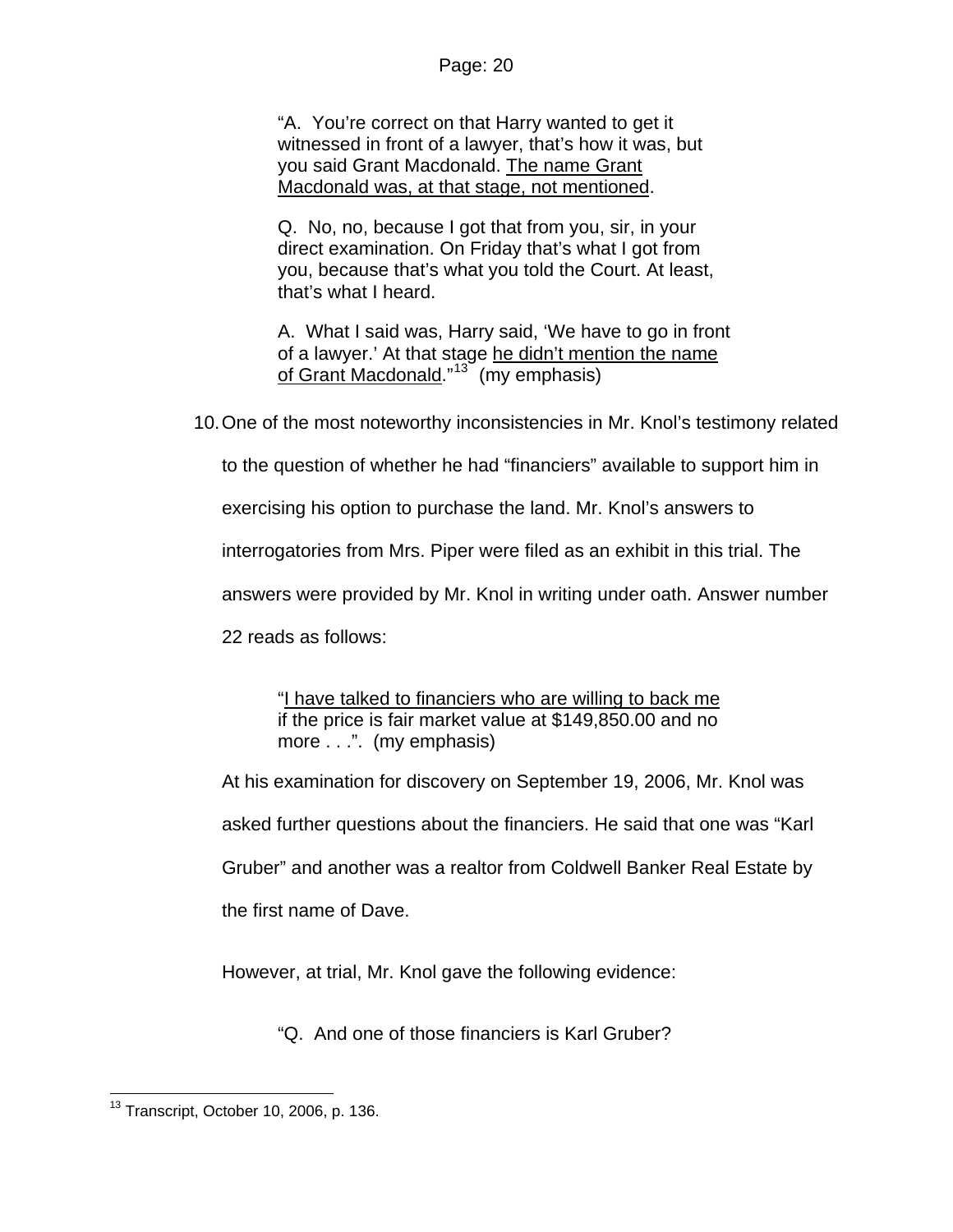> "A. You're correct on that Harry wanted to get it witnessed in front of a lawyer, that's how it was, but you said Grant Macdonald. <u>The name Grant Macdonald was, at that stage, not mentioned</u>.
>
> Q. No, no, because I got that from you, sir, in your direct examination. On Friday that's what I got from you, because that's what you told the Court. At least, that's what I heard.
>
> A. What I said was, Harry said, 'We have to go in front of a lawyer.' At that stage <u>he didn't mention the name of Grant Macdonald</u>."[13] (my emphasis)

10. One of the most noteworthy inconsistencies in Mr. Knol's testimony related to the question of whether he had "financiers" available to support him in exercising his option to purchase the land. Mr. Knol's answers to interrogatories from Mrs. Piper were filed as an exhibit in this trial. The answers were provided by Mr. Knol in writing under oath. Answer number 22 reads as follows:

> "<u>I have talked to financiers who are willing to back me</u> if the price is fair market value at $149,850.00 and no more . . .". (my emphasis)

At his examination for discovery on September 19, 2006, Mr. Knol was asked further questions about the financiers. He said that one was "Karl Gruber" and another was a realtor from Coldwell Banker Real Estate by the first name of Dave.

However, at trial, Mr. Knol gave the following evidence:

> "Q. And one of those financiers is Karl Gruber?

[13] Transcript, October 10, 2006, p. 136.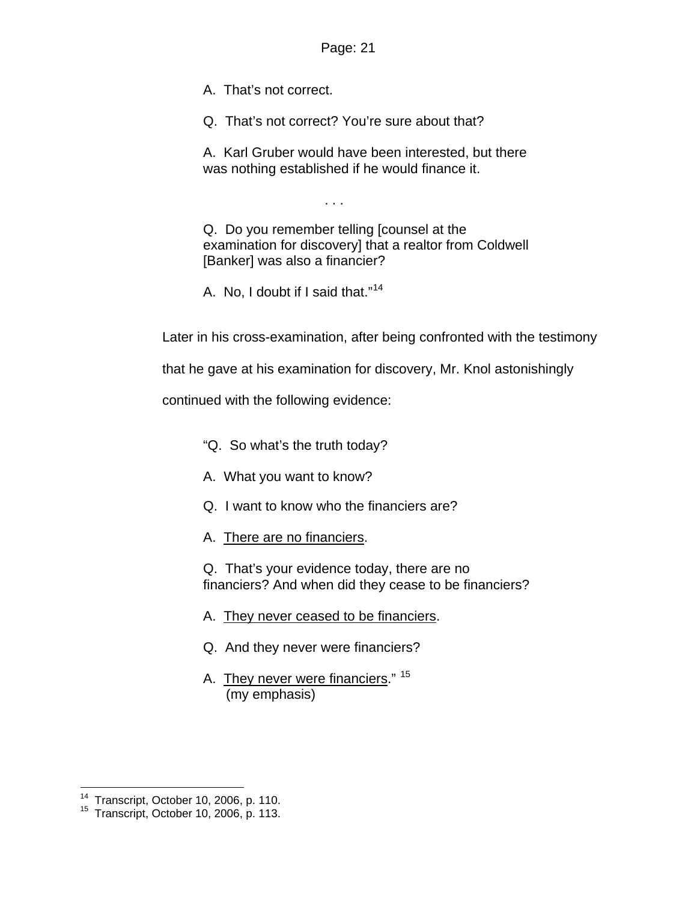A. That's not correct.

Q. That's not correct? You're sure about that?

A. Karl Gruber would have been interested, but there was nothing established if he would finance it.

. . .

Q. Do you remember telling [counsel at the examination for discovery] that a realtor from Coldwell [Banker] was also a financier?

A. No, I doubt if I said that."[14]

Later in his cross-examination, after being confronted with the testimony that he gave at his examination for discovery, Mr. Knol astonishingly continued with the following evidence:

"Q. So what's the truth today?

A. What you want to know?

Q. I want to know who the financiers are?

A. <u>There are no financiers</u>.

Q. That's your evidence today, there are no financiers? And when did they cease to be financiers?

A. <u>They never ceased to be financiers</u>.

Q. And they never were financiers?

A. <u>They never were financiers</u>." [15]
(my emphasis)

---

[14] Transcript, October 10, 2006, p. 110.
[15] Transcript, October 10, 2006, p. 113.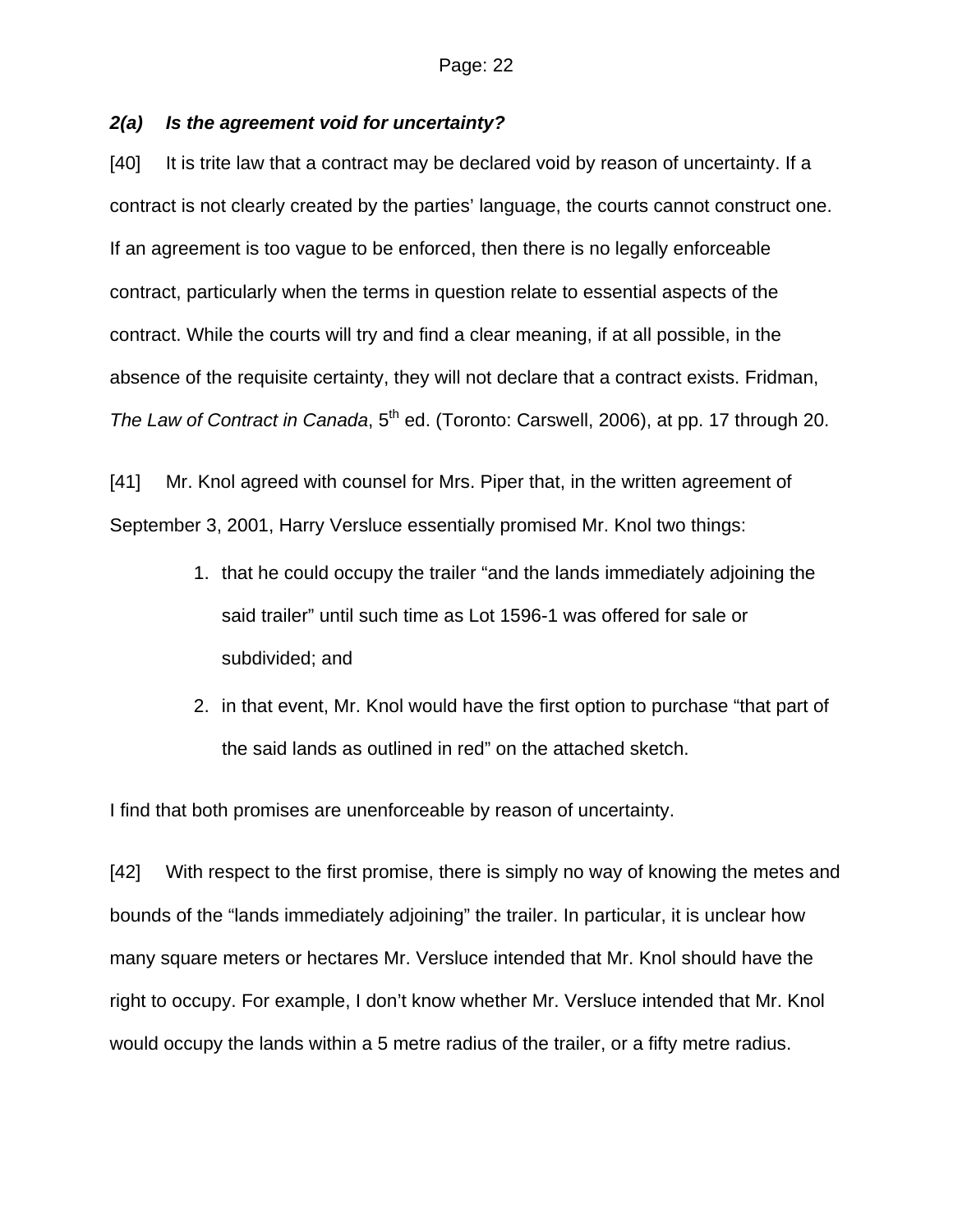### *2(a) Is the agreement void for uncertainty?*

[40] It is trite law that a contract may be declared void by reason of uncertainty. If a contract is not clearly created by the parties' language, the courts cannot construct one. If an agreement is too vague to be enforced, then there is no legally enforceable contract, particularly when the terms in question relate to essential aspects of the contract. While the courts will try and find a clear meaning, if at all possible, in the absence of the requisite certainty, they will not declare that a contract exists. Fridman, *The Law of Contract in Canada*, 5th ed. (Toronto: Carswell, 2006), at pp. 17 through 20.

[41] Mr. Knol agreed with counsel for Mrs. Piper that, in the written agreement of September 3, 2001, Harry Versluce essentially promised Mr. Knol two things:

1. that he could occupy the trailer "and the lands immediately adjoining the said trailer" until such time as Lot 1596-1 was offered for sale or subdivided; and
2. in that event, Mr. Knol would have the first option to purchase "that part of the said lands as outlined in red" on the attached sketch.

I find that both promises are unenforceable by reason of uncertainty.

[42] With respect to the first promise, there is simply no way of knowing the metes and bounds of the "lands immediately adjoining" the trailer. In particular, it is unclear how many square meters or hectares Mr. Versluce intended that Mr. Knol should have the right to occupy. For example, I don't know whether Mr. Versluce intended that Mr. Knol would occupy the lands within a 5 metre radius of the trailer, or a fifty metre radius.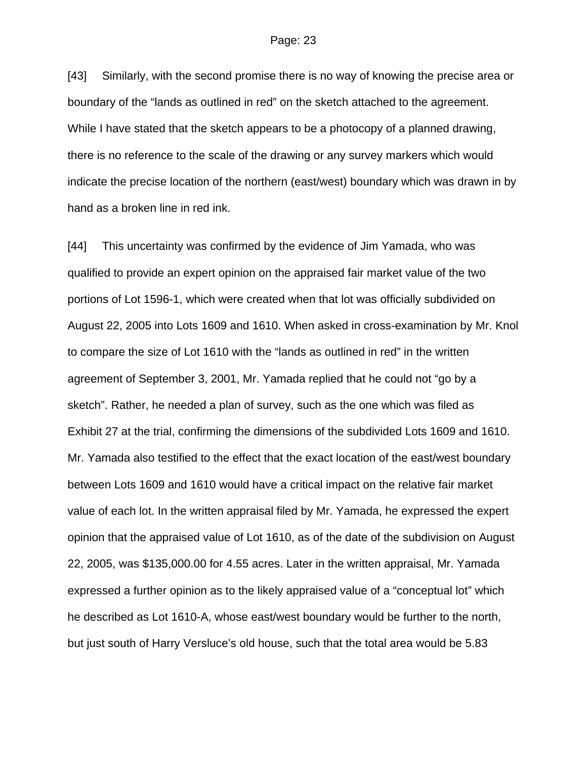[43] Similarly, with the second promise there is no way of knowing the precise area or boundary of the “lands as outlined in red” on the sketch attached to the agreement. While I have stated that the sketch appears to be a photocopy of a planned drawing, there is no reference to the scale of the drawing or any survey markers which would indicate the precise location of the northern (east/west) boundary which was drawn in by hand as a broken line in red ink.

[44] This uncertainty was confirmed by the evidence of Jim Yamada, who was qualified to provide an expert opinion on the appraised fair market value of the two portions of Lot 1596-1, which were created when that lot was officially subdivided on August 22, 2005 into Lots 1609 and 1610. When asked in cross-examination by Mr. Knol to compare the size of Lot 1610 with the “lands as outlined in red” in the written agreement of September 3, 2001, Mr. Yamada replied that he could not “go by a sketch”. Rather, he needed a plan of survey, such as the one which was filed as Exhibit 27 at the trial, confirming the dimensions of the subdivided Lots 1609 and 1610. Mr. Yamada also testified to the effect that the exact location of the east/west boundary between Lots 1609 and 1610 would have a critical impact on the relative fair market value of each lot. In the written appraisal filed by Mr. Yamada, he expressed the expert opinion that the appraised value of Lot 1610, as of the date of the subdivision on August 22, 2005, was $135,000.00 for 4.55 acres. Later in the written appraisal, Mr. Yamada expressed a further opinion as to the likely appraised value of a “conceptual lot” which he described as Lot 1610-A, whose east/west boundary would be further to the north, but just south of Harry Versluce’s old house, such that the total area would be 5.83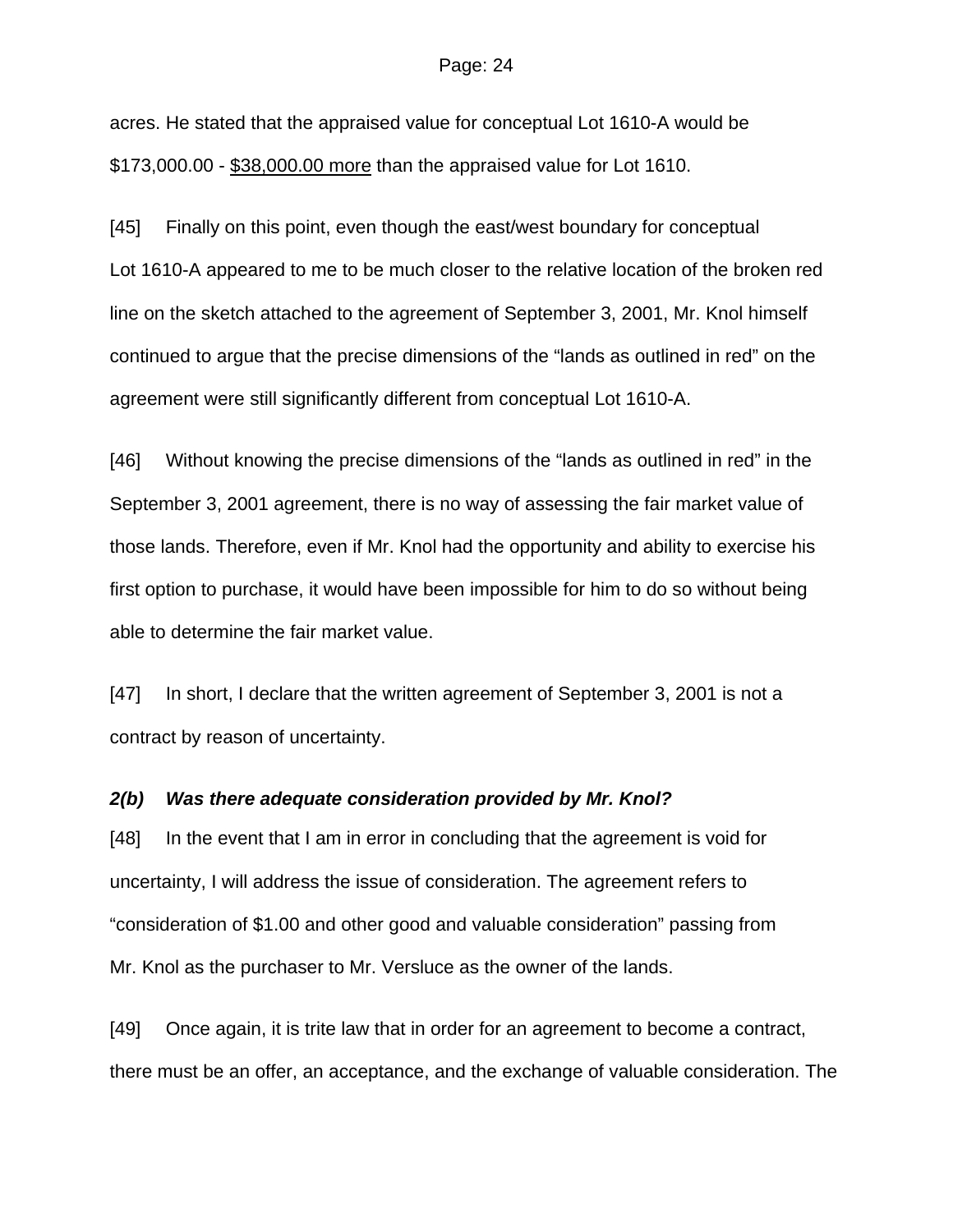acres. He stated that the appraised value for conceptual Lot 1610-A would be $173,000.00 - <u>$38,000.00 more</u> than the appraised value for Lot 1610.

[45] Finally on this point, even though the east/west boundary for conceptual Lot 1610-A appeared to me to be much closer to the relative location of the broken red line on the sketch attached to the agreement of September 3, 2001, Mr. Knol himself continued to argue that the precise dimensions of the "lands as outlined in red" on the agreement were still significantly different from conceptual Lot 1610-A.

[46] Without knowing the precise dimensions of the "lands as outlined in red" in the September 3, 2001 agreement, there is no way of assessing the fair market value of those lands. Therefore, even if Mr. Knol had the opportunity and ability to exercise his first option to purchase, it would have been impossible for him to do so without being able to determine the fair market value.

[47] In short, I declare that the written agreement of September 3, 2001 is not a contract by reason of uncertainty.

### *2(b) Was there adequate consideration provided by Mr. Knol?*

[48] In the event that I am in error in concluding that the agreement is void for uncertainty, I will address the issue of consideration. The agreement refers to "consideration of $1.00 and other good and valuable consideration" passing from Mr. Knol as the purchaser to Mr. Versluce as the owner of the lands.

[49] Once again, it is trite law that in order for an agreement to become a contract, there must be an offer, an acceptance, and the exchange of valuable consideration. The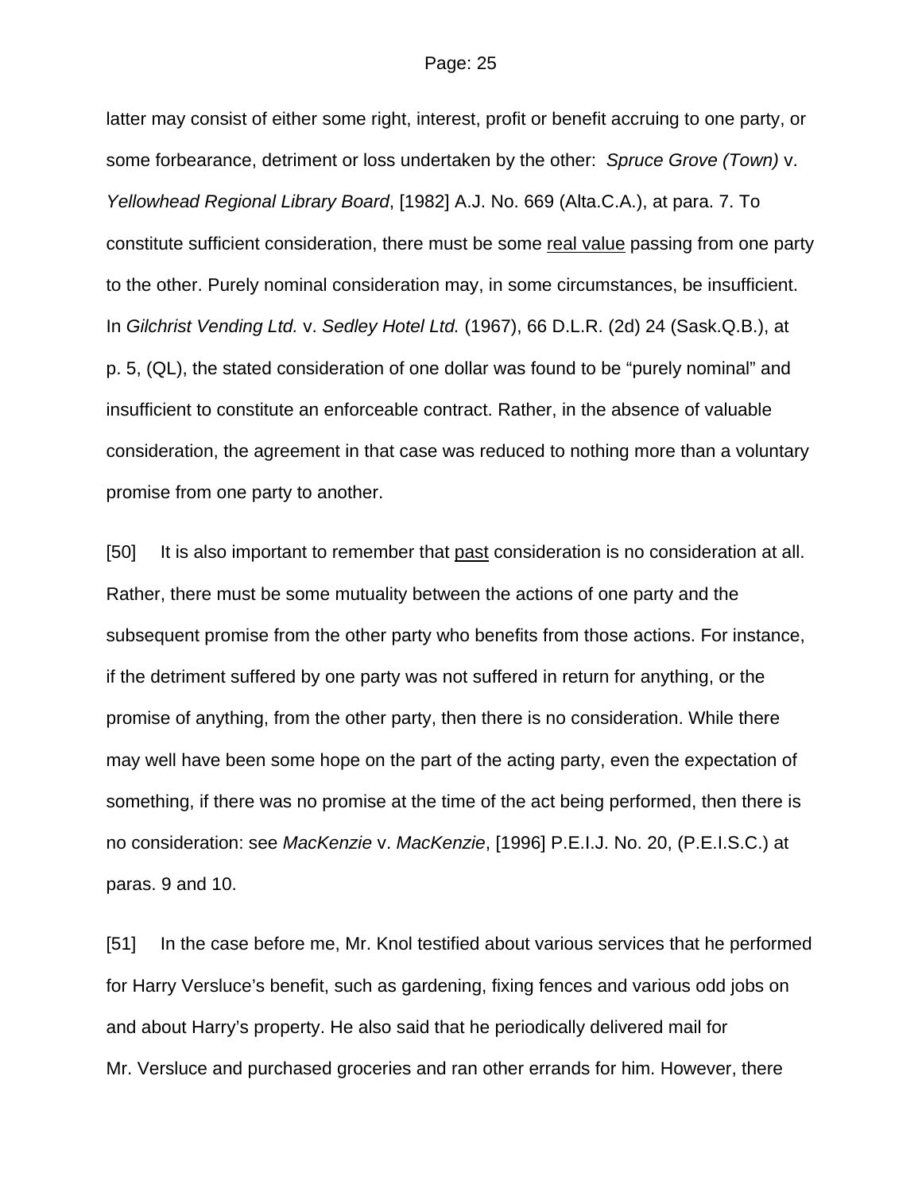latter may consist of either some right, interest, profit or benefit accruing to one party, or some forbearance, detriment or loss undertaken by the other: *Spruce Grove (Town)* v. *Yellowhead Regional Library Board*, [1982] A.J. No. 669 (Alta.C.A.), at para. 7. To constitute sufficient consideration, there must be some <u>real value</u> passing from one party to the other. Purely nominal consideration may, in some circumstances, be insufficient. In *Gilchrist Vending Ltd.* v. *Sedley Hotel Ltd.* (1967), 66 D.L.R. (2d) 24 (Sask.Q.B.), at p. 5, (QL), the stated consideration of one dollar was found to be "purely nominal" and insufficient to constitute an enforceable contract. Rather, in the absence of valuable consideration, the agreement in that case was reduced to nothing more than a voluntary promise from one party to another.

[50] It is also important to remember that <u>past</u> consideration is no consideration at all. Rather, there must be some mutuality between the actions of one party and the subsequent promise from the other party who benefits from those actions. For instance, if the detriment suffered by one party was not suffered in return for anything, or the promise of anything, from the other party, then there is no consideration. While there may well have been some hope on the part of the acting party, even the expectation of something, if there was no promise at the time of the act being performed, then there is no consideration: see *MacKenzie* v. *MacKenzie*, [1996] P.E.I.J. No. 20, (P.E.I.S.C.) at paras. 9 and 10.

[51] In the case before me, Mr. Knol testified about various services that he performed for Harry Versluce's benefit, such as gardening, fixing fences and various odd jobs on and about Harry's property. He also said that he periodically delivered mail for Mr. Versluce and purchased groceries and ran other errands for him. However, there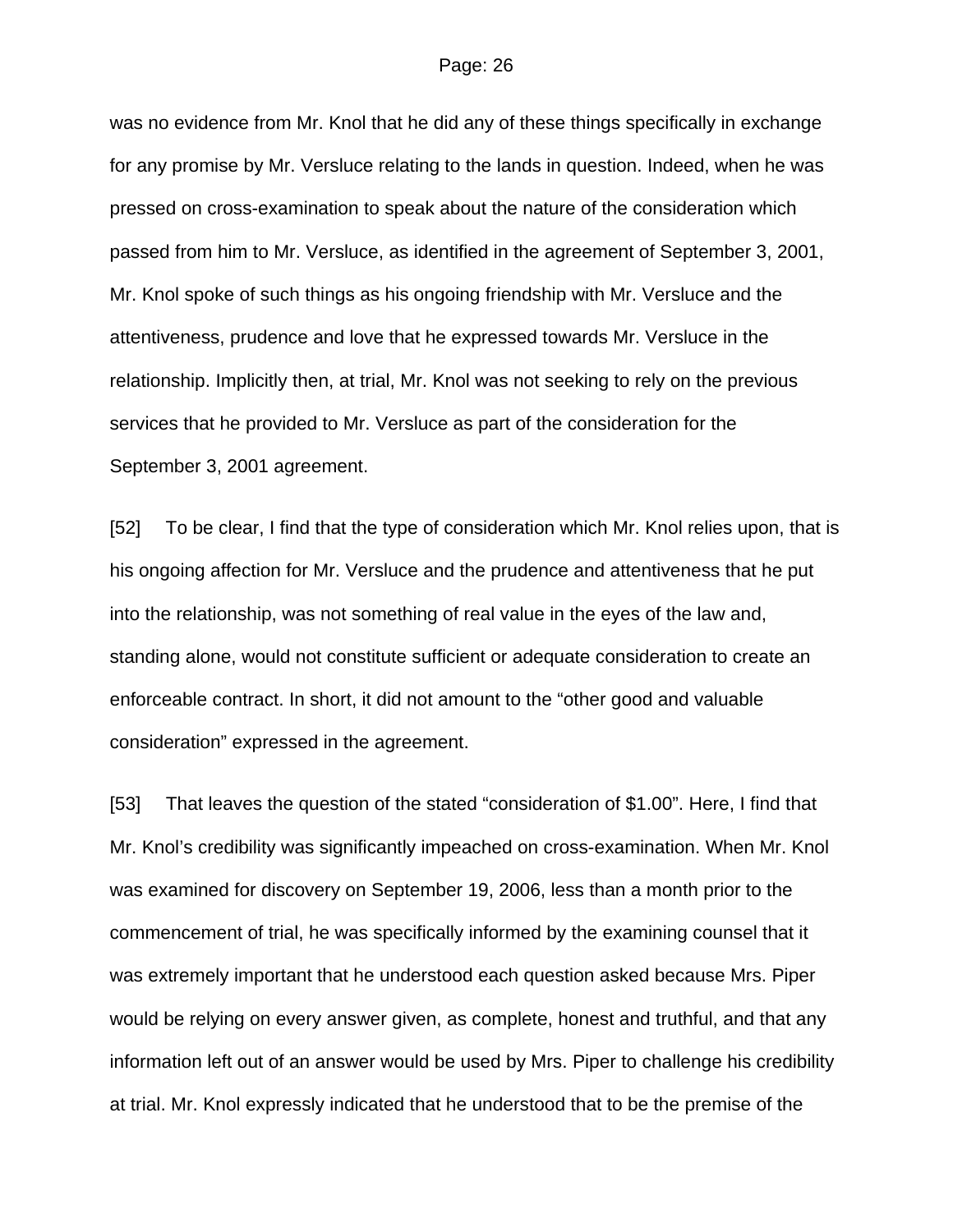was no evidence from Mr. Knol that he did any of these things specifically in exchange for any promise by Mr. Versluce relating to the lands in question. Indeed, when he was pressed on cross-examination to speak about the nature of the consideration which passed from him to Mr. Versluce, as identified in the agreement of September 3, 2001, Mr. Knol spoke of such things as his ongoing friendship with Mr. Versluce and the attentiveness, prudence and love that he expressed towards Mr. Versluce in the relationship. Implicitly then, at trial, Mr. Knol was not seeking to rely on the previous services that he provided to Mr. Versluce as part of the consideration for the September 3, 2001 agreement.

[52] To be clear, I find that the type of consideration which Mr. Knol relies upon, that is his ongoing affection for Mr. Versluce and the prudence and attentiveness that he put into the relationship, was not something of real value in the eyes of the law and, standing alone, would not constitute sufficient or adequate consideration to create an enforceable contract. In short, it did not amount to the “other good and valuable consideration” expressed in the agreement.

[53] That leaves the question of the stated “consideration of $1.00”. Here, I find that Mr. Knol’s credibility was significantly impeached on cross-examination. When Mr. Knol was examined for discovery on September 19, 2006, less than a month prior to the commencement of trial, he was specifically informed by the examining counsel that it was extremely important that he understood each question asked because Mrs. Piper would be relying on every answer given, as complete, honest and truthful, and that any information left out of an answer would be used by Mrs. Piper to challenge his credibility at trial. Mr. Knol expressly indicated that he understood that to be the premise of the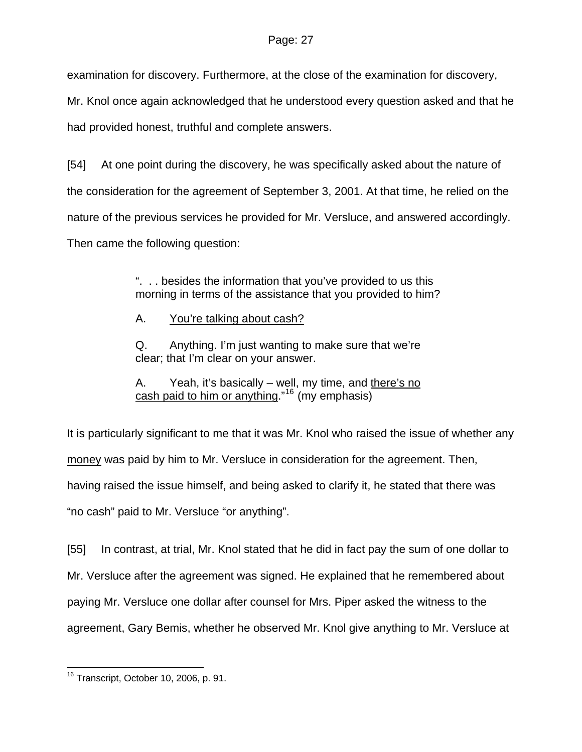examination for discovery. Furthermore, at the close of the examination for discovery, Mr. Knol once again acknowledged that he understood every question asked and that he had provided honest, truthful and complete answers.

[54] At one point during the discovery, he was specifically asked about the nature of the consideration for the agreement of September 3, 2001. At that time, he relied on the nature of the previous services he provided for Mr. Versluce, and answered accordingly. Then came the following question:

> ". . . besides the information that you've provided to us this morning in terms of the assistance that you provided to him?
>
> A. <u>You're talking about cash?</u>
>
> Q. Anything. I'm just wanting to make sure that we're clear; that I'm clear on your answer.
>
> A. Yeah, it's basically – well, my time, and <u>there's no cash paid to him or anything</u>."[16] (my emphasis)

It is particularly significant to me that it was Mr. Knol who raised the issue of whether any <u>money</u> was paid by him to Mr. Versluce in consideration for the agreement. Then, having raised the issue himself, and being asked to clarify it, he stated that there was "no cash" paid to Mr. Versluce "or anything".

[55] In contrast, at trial, Mr. Knol stated that he did in fact pay the sum of one dollar to Mr. Versluce after the agreement was signed. He explained that he remembered about paying Mr. Versluce one dollar after counsel for Mrs. Piper asked the witness to the agreement, Gary Bemis, whether he observed Mr. Knol give anything to Mr. Versluce at

[16] Transcript, October 10, 2006, p. 91.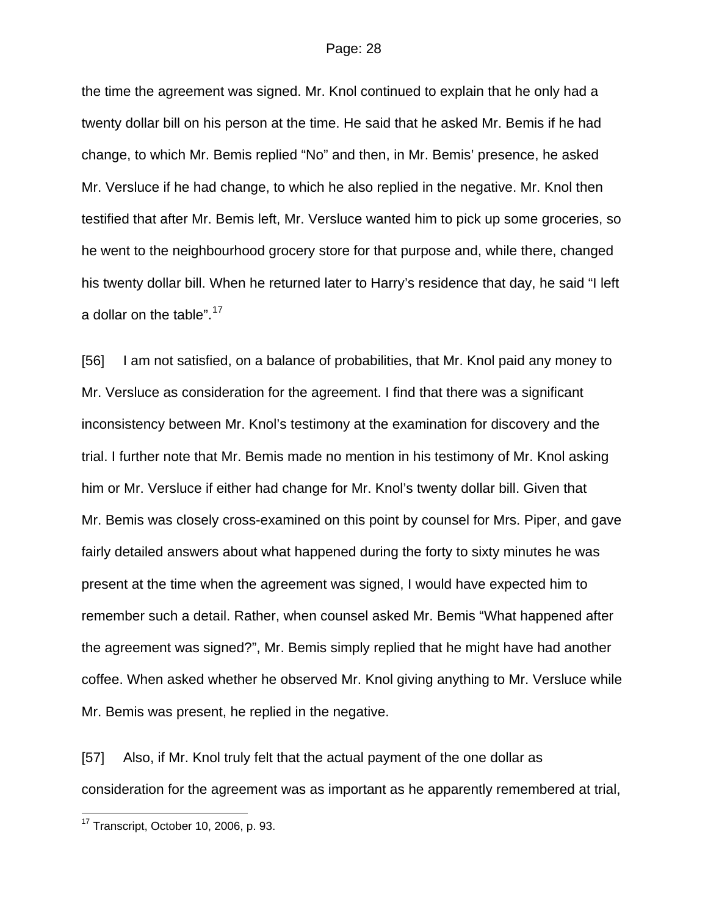the time the agreement was signed. Mr. Knol continued to explain that he only had a twenty dollar bill on his person at the time. He said that he asked Mr. Bemis if he had change, to which Mr. Bemis replied “No” and then, in Mr. Bemis’ presence, he asked Mr. Versluce if he had change, to which he also replied in the negative. Mr. Knol then testified that after Mr. Bemis left, Mr. Versluce wanted him to pick up some groceries, so he went to the neighbourhood grocery store for that purpose and, while there, changed his twenty dollar bill. When he returned later to Harry’s residence that day, he said “I left a dollar on the table”.[17]

[56] I am not satisfied, on a balance of probabilities, that Mr. Knol paid any money to Mr. Versluce as consideration for the agreement. I find that there was a significant inconsistency between Mr. Knol’s testimony at the examination for discovery and the trial. I further note that Mr. Bemis made no mention in his testimony of Mr. Knol asking him or Mr. Versluce if either had change for Mr. Knol’s twenty dollar bill. Given that Mr. Bemis was closely cross-examined on this point by counsel for Mrs. Piper, and gave fairly detailed answers about what happened during the forty to sixty minutes he was present at the time when the agreement was signed, I would have expected him to remember such a detail. Rather, when counsel asked Mr. Bemis “What happened after the agreement was signed?”, Mr. Bemis simply replied that he might have had another coffee. When asked whether he observed Mr. Knol giving anything to Mr. Versluce while Mr. Bemis was present, he replied in the negative.

[57] Also, if Mr. Knol truly felt that the actual payment of the one dollar as consideration for the agreement was as important as he apparently remembered at trial,

---

[17] Transcript, October 10, 2006, p. 93.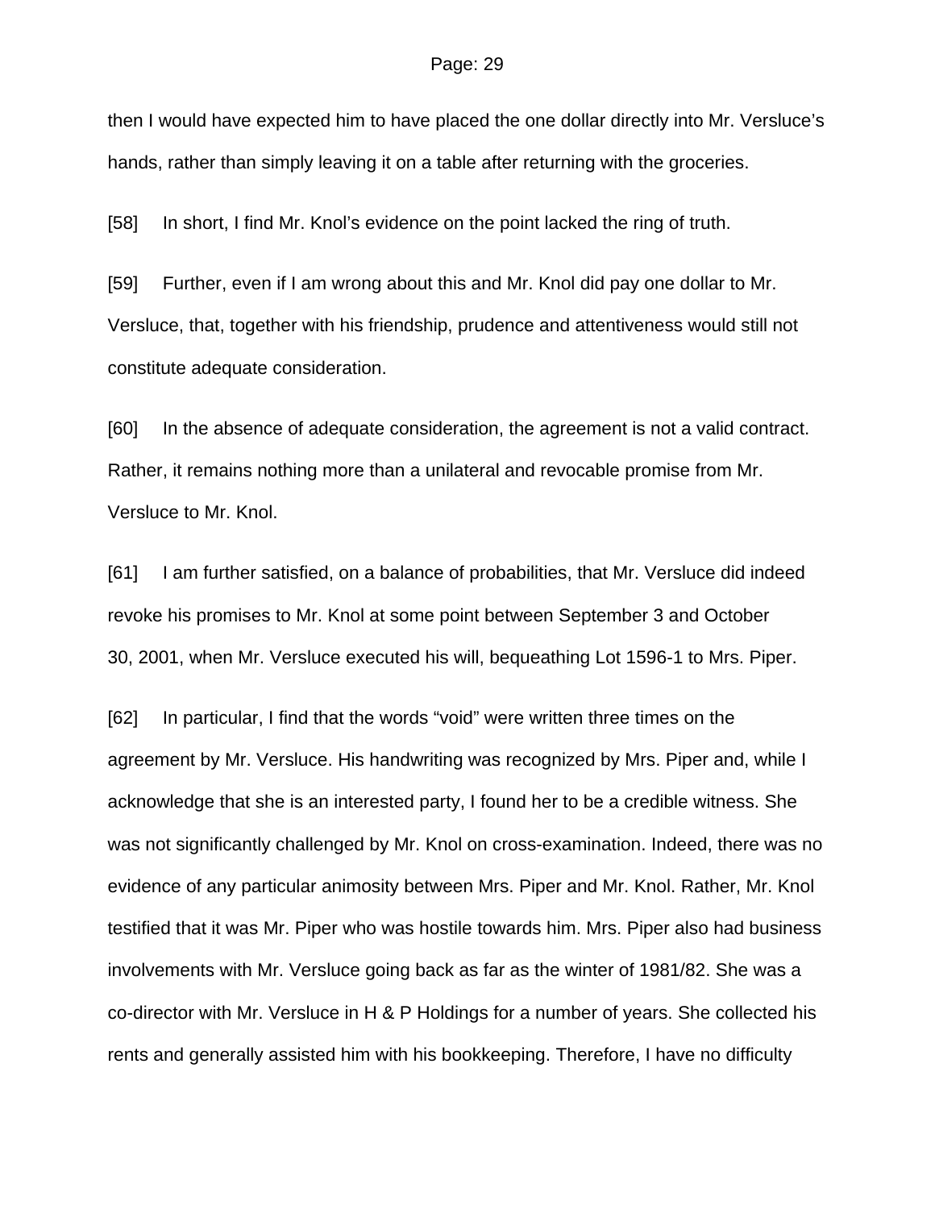then I would have expected him to have placed the one dollar directly into Mr. Versluce's hands, rather than simply leaving it on a table after returning with the groceries.

[58] In short, I find Mr. Knol's evidence on the point lacked the ring of truth.

[59] Further, even if I am wrong about this and Mr. Knol did pay one dollar to Mr. Versluce, that, together with his friendship, prudence and attentiveness would still not constitute adequate consideration.

[60] In the absence of adequate consideration, the agreement is not a valid contract. Rather, it remains nothing more than a unilateral and revocable promise from Mr. Versluce to Mr. Knol.

[61] I am further satisfied, on a balance of probabilities, that Mr. Versluce did indeed revoke his promises to Mr. Knol at some point between September 3 and October 30, 2001, when Mr. Versluce executed his will, bequeathing Lot 1596-1 to Mrs. Piper.

[62] In particular, I find that the words "void" were written three times on the agreement by Mr. Versluce. His handwriting was recognized by Mrs. Piper and, while I acknowledge that she is an interested party, I found her to be a credible witness. She was not significantly challenged by Mr. Knol on cross-examination. Indeed, there was no evidence of any particular animosity between Mrs. Piper and Mr. Knol. Rather, Mr. Knol testified that it was Mr. Piper who was hostile towards him. Mrs. Piper also had business involvements with Mr. Versluce going back as far as the winter of 1981/82. She was a co-director with Mr. Versluce in H & P Holdings for a number of years. She collected his rents and generally assisted him with his bookkeeping. Therefore, I have no difficulty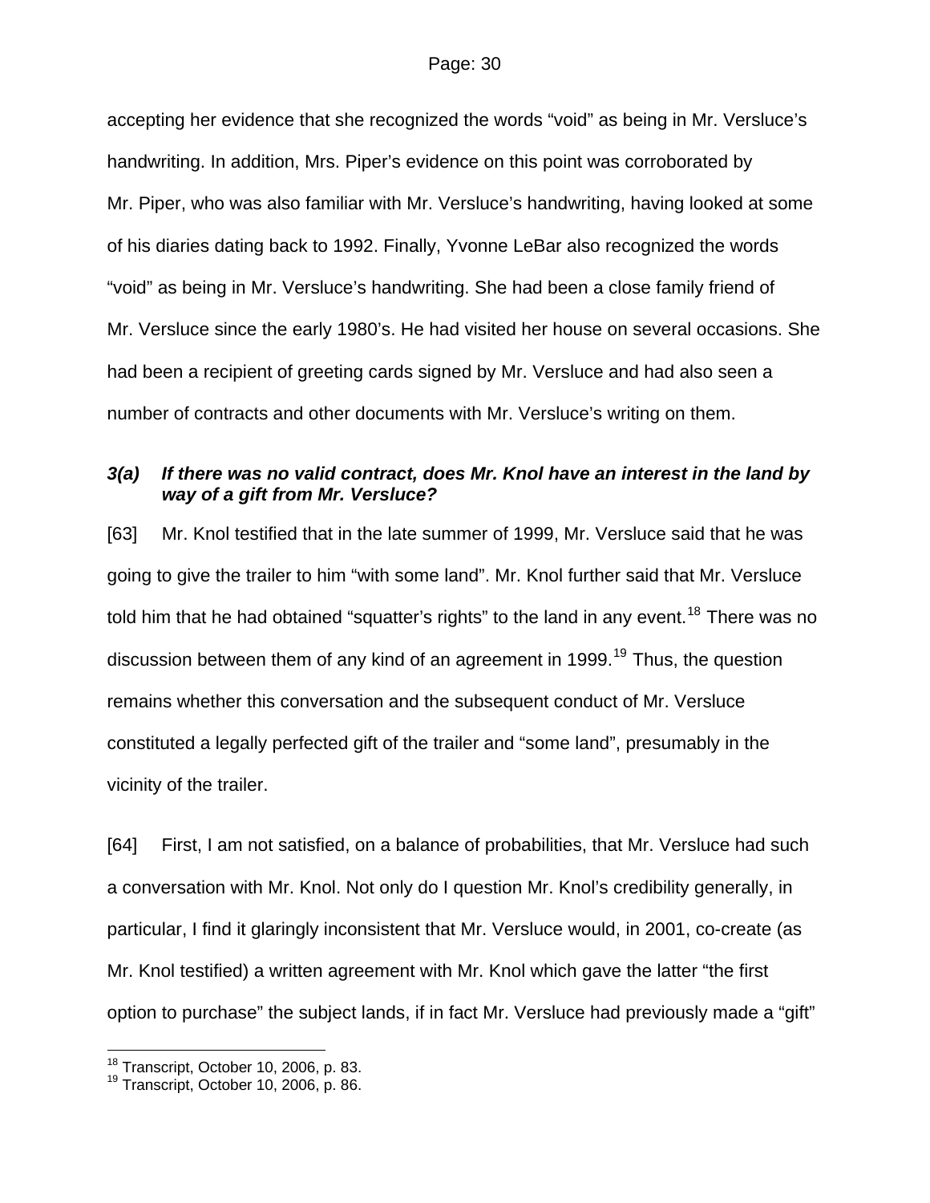accepting her evidence that she recognized the words "void" as being in Mr. Versluce's handwriting. In addition, Mrs. Piper's evidence on this point was corroborated by Mr. Piper, who was also familiar with Mr. Versluce's handwriting, having looked at some of his diaries dating back to 1992. Finally, Yvonne LeBar also recognized the words "void" as being in Mr. Versluce's handwriting. She had been a close family friend of Mr. Versluce since the early 1980's. He had visited her house on several occasions. She had been a recipient of greeting cards signed by Mr. Versluce and had also seen a number of contracts and other documents with Mr. Versluce's writing on them.

### *3(a) If there was no valid contract, does Mr. Knol have an interest in the land by way of a gift from Mr. Versluce?*

[63] Mr. Knol testified that in the late summer of 1999, Mr. Versluce said that he was going to give the trailer to him "with some land". Mr. Knol further said that Mr. Versluce told him that he had obtained "squatter's rights" to the land in any event.[18] There was no discussion between them of any kind of an agreement in 1999.[19] Thus, the question remains whether this conversation and the subsequent conduct of Mr. Versluce constituted a legally perfected gift of the trailer and "some land", presumably in the vicinity of the trailer.

[64] First, I am not satisfied, on a balance of probabilities, that Mr. Versluce had such a conversation with Mr. Knol. Not only do I question Mr. Knol's credibility generally, in particular, I find it glaringly inconsistent that Mr. Versluce would, in 2001, co-create (as Mr. Knol testified) a written agreement with Mr. Knol which gave the latter "the first option to purchase" the subject lands, if in fact Mr. Versluce had previously made a "gift"

---

[18] Transcript, October 10, 2006, p. 83.

[19] Transcript, October 10, 2006, p. 86.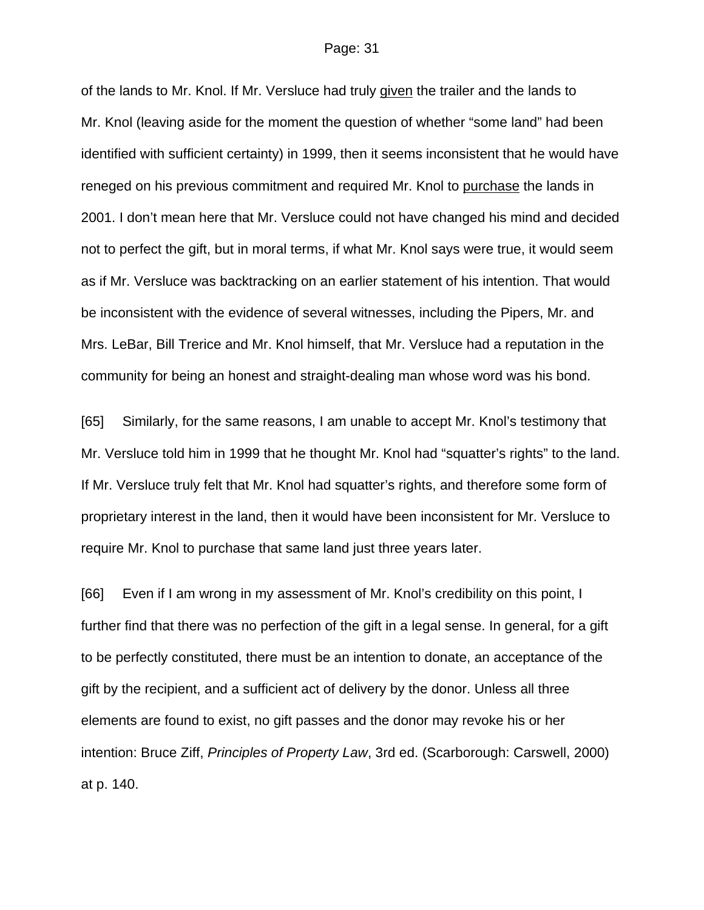of the lands to Mr. Knol. If Mr. Versluce had truly <u>given</u> the trailer and the lands to Mr. Knol (leaving aside for the moment the question of whether "some land" had been identified with sufficient certainty) in 1999, then it seems inconsistent that he would have reneged on his previous commitment and required Mr. Knol to <u>purchase</u> the lands in 2001. I don't mean here that Mr. Versluce could not have changed his mind and decided not to perfect the gift, but in moral terms, if what Mr. Knol says were true, it would seem as if Mr. Versluce was backtracking on an earlier statement of his intention. That would be inconsistent with the evidence of several witnesses, including the Pipers, Mr. and Mrs. LeBar, Bill Trerice and Mr. Knol himself, that Mr. Versluce had a reputation in the community for being an honest and straight-dealing man whose word was his bond.

[65] Similarly, for the same reasons, I am unable to accept Mr. Knol's testimony that Mr. Versluce told him in 1999 that he thought Mr. Knol had "squatter's rights" to the land. If Mr. Versluce truly felt that Mr. Knol had squatter's rights, and therefore some form of proprietary interest in the land, then it would have been inconsistent for Mr. Versluce to require Mr. Knol to purchase that same land just three years later.

[66] Even if I am wrong in my assessment of Mr. Knol's credibility on this point, I further find that there was no perfection of the gift in a legal sense. In general, for a gift to be perfectly constituted, there must be an intention to donate, an acceptance of the gift by the recipient, and a sufficient act of delivery by the donor. Unless all three elements are found to exist, no gift passes and the donor may revoke his or her intention: Bruce Ziff, *Principles of Property Law*, 3rd ed. (Scarborough: Carswell, 2000) at p. 140.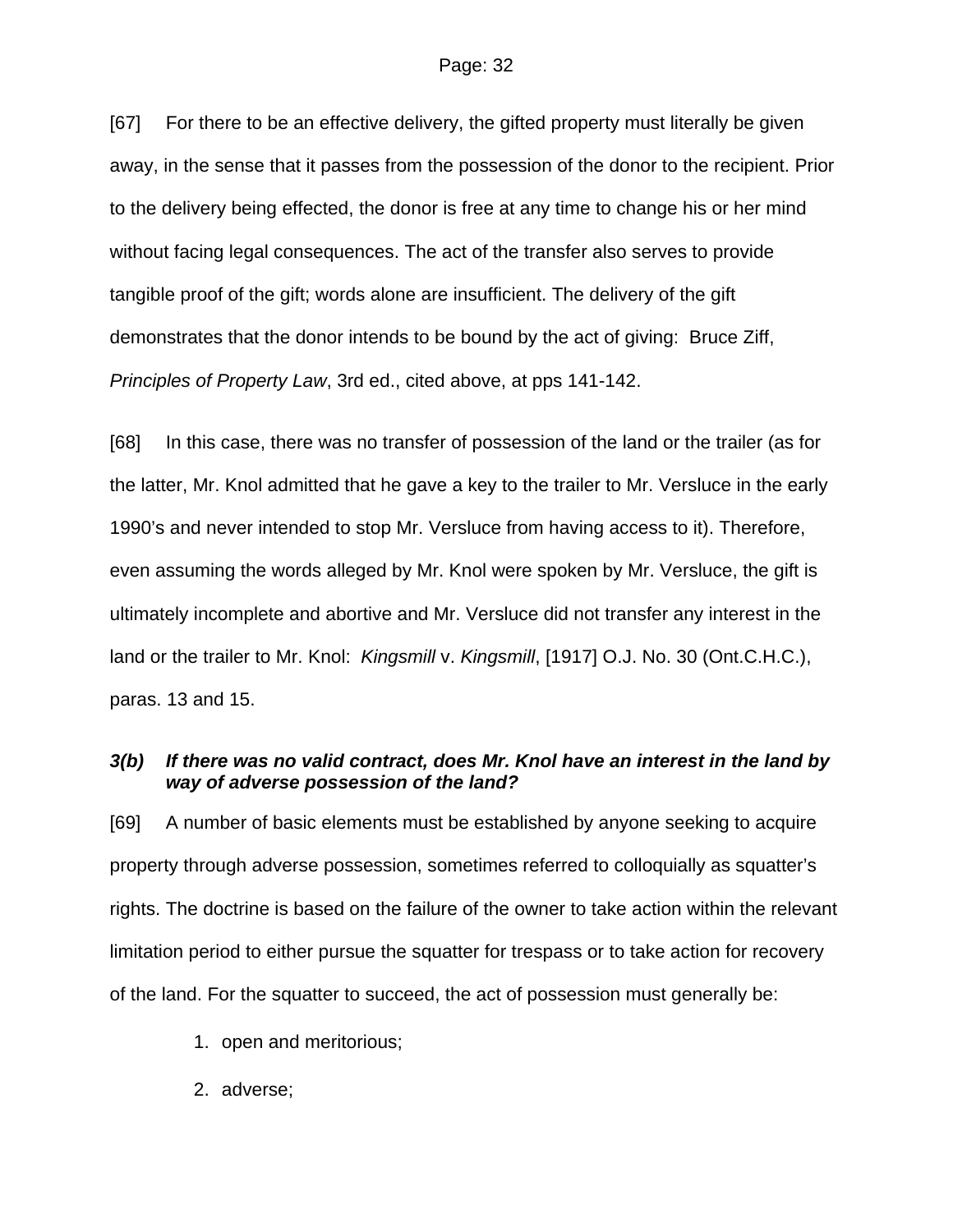[67] For there to be an effective delivery, the gifted property must literally be given away, in the sense that it passes from the possession of the donor to the recipient. Prior to the delivery being effected, the donor is free at any time to change his or her mind without facing legal consequences. The act of the transfer also serves to provide tangible proof of the gift; words alone are insufficient. The delivery of the gift demonstrates that the donor intends to be bound by the act of giving: Bruce Ziff, *Principles of Property Law*, 3rd ed., cited above, at pps 141-142.

[68] In this case, there was no transfer of possession of the land or the trailer (as for the latter, Mr. Knol admitted that he gave a key to the trailer to Mr. Versluce in the early 1990's and never intended to stop Mr. Versluce from having access to it). Therefore, even assuming the words alleged by Mr. Knol were spoken by Mr. Versluce, the gift is ultimately incomplete and abortive and Mr. Versluce did not transfer any interest in the land or the trailer to Mr. Knol: *Kingsmill* v. *Kingsmill*, [1917] O.J. No. 30 (Ont.C.H.C.), paras. 13 and 15.

### *3(b) If there was no valid contract, does Mr. Knol have an interest in the land by way of adverse possession of the land?*

[69] A number of basic elements must be established by anyone seeking to acquire property through adverse possession, sometimes referred to colloquially as squatter's rights. The doctrine is based on the failure of the owner to take action within the relevant limitation period to either pursue the squatter for trespass or to take action for recovery of the land. For the squatter to succeed, the act of possession must generally be:

1. open and meritorious;
2. adverse;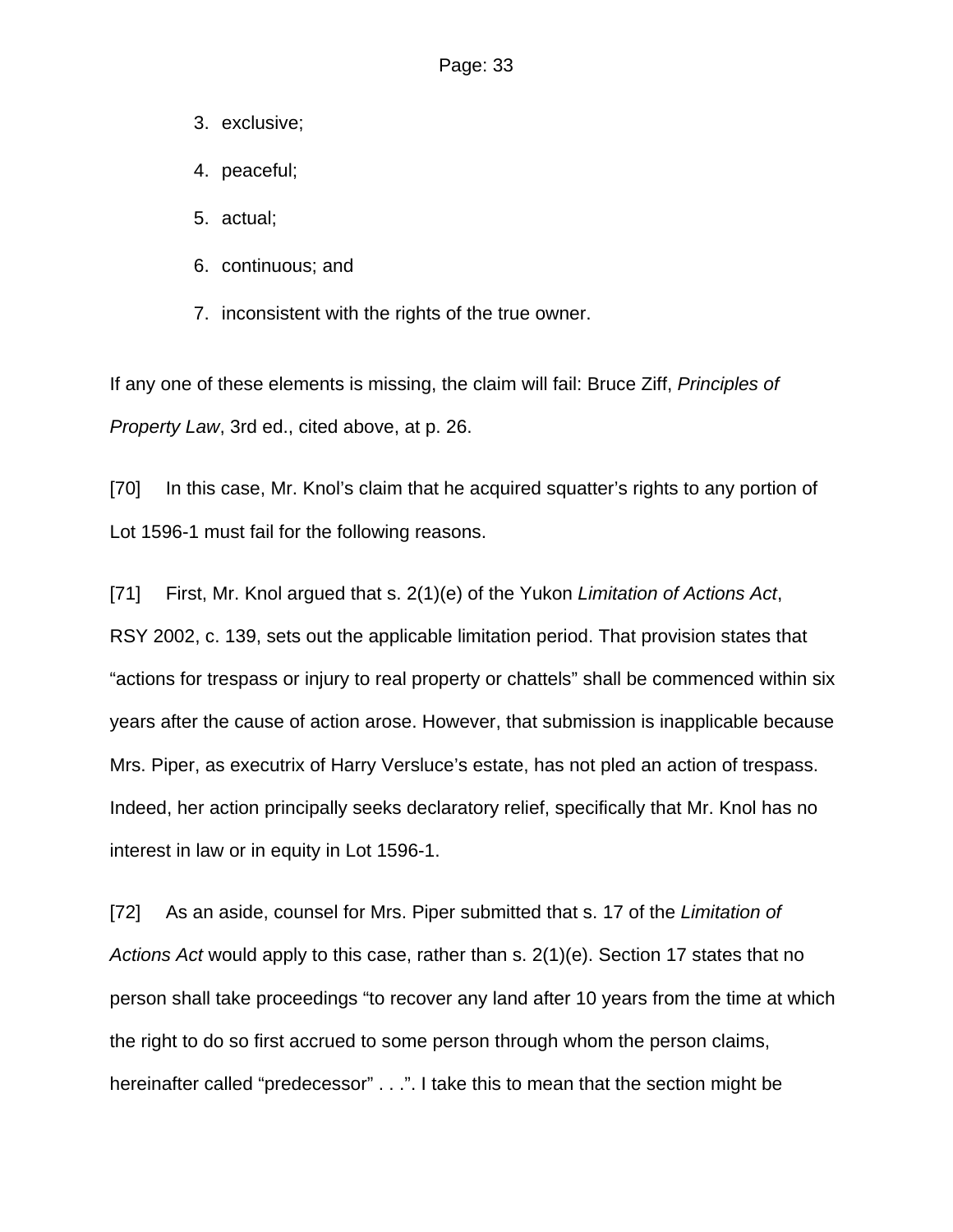3. exclusive;
4. peaceful;
5. actual;
6. continuous; and
7. inconsistent with the rights of the true owner.

If any one of these elements is missing, the claim will fail: Bruce Ziff, *Principles of Property Law*, 3rd ed., cited above, at p. 26.

[70] In this case, Mr. Knol's claim that he acquired squatter's rights to any portion of Lot 1596-1 must fail for the following reasons.

[71] First, Mr. Knol argued that s. 2(1)(e) of the Yukon *Limitation of Actions Act*, RSY 2002, c. 139, sets out the applicable limitation period. That provision states that "actions for trespass or injury to real property or chattels" shall be commenced within six years after the cause of action arose. However, that submission is inapplicable because Mrs. Piper, as executrix of Harry Versluce's estate, has not pled an action of trespass. Indeed, her action principally seeks declaratory relief, specifically that Mr. Knol has no interest in law or in equity in Lot 1596-1.

[72] As an aside, counsel for Mrs. Piper submitted that s. 17 of the *Limitation of Actions Act* would apply to this case, rather than s. 2(1)(e). Section 17 states that no person shall take proceedings "to recover any land after 10 years from the time at which the right to do so first accrued to some person through whom the person claims, hereinafter called "predecessor" . . .". I take this to mean that the section might be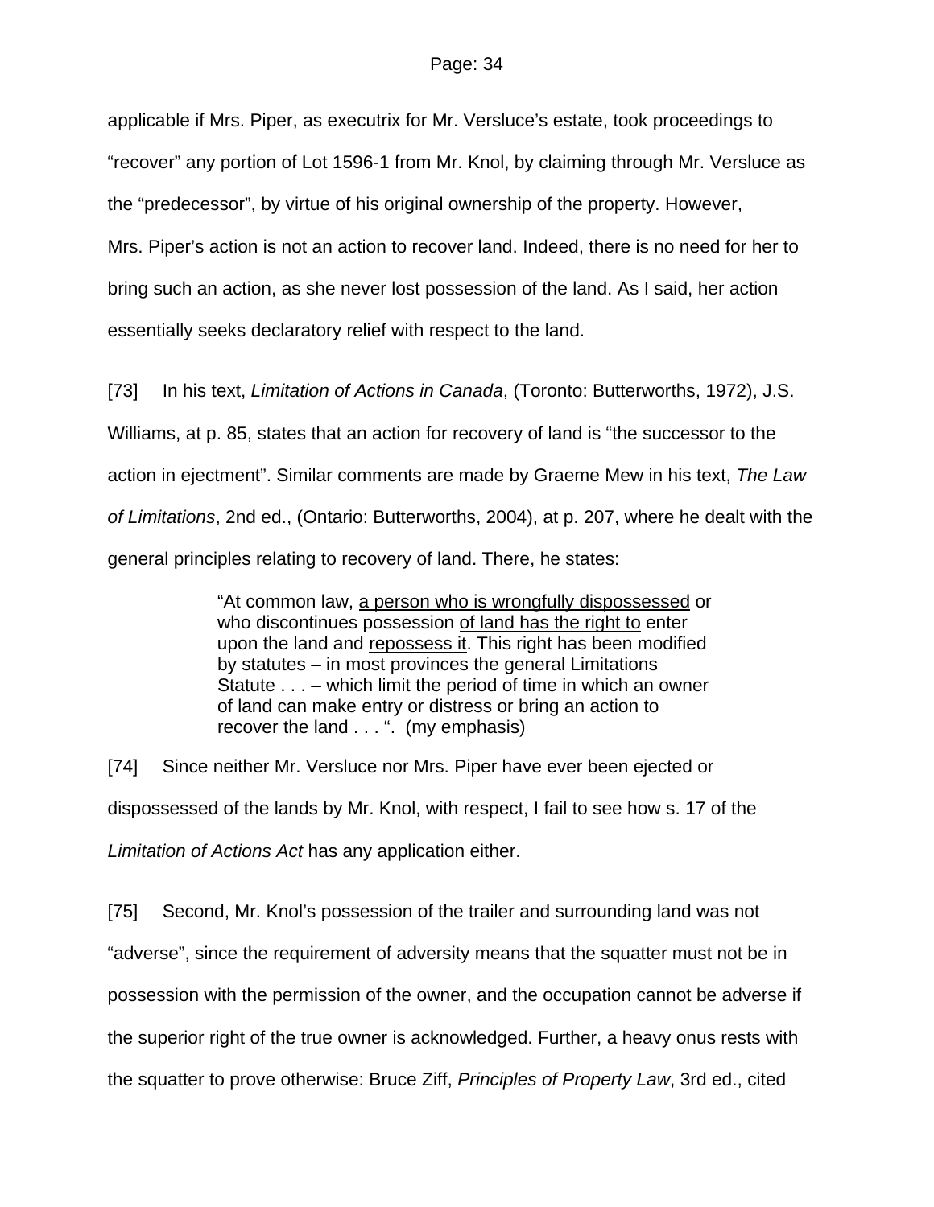applicable if Mrs. Piper, as executrix for Mr. Versluce's estate, took proceedings to "recover" any portion of Lot 1596-1 from Mr. Knol, by claiming through Mr. Versluce as the "predecessor", by virtue of his original ownership of the property. However, Mrs. Piper's action is not an action to recover land. Indeed, there is no need for her to bring such an action, as she never lost possession of the land. As I said, her action essentially seeks declaratory relief with respect to the land.

[73] In his text, *Limitation of Actions in Canada*, (Toronto: Butterworths, 1972), J.S. Williams, at p. 85, states that an action for recovery of land is "the successor to the action in ejectment". Similar comments are made by Graeme Mew in his text, *The Law of Limitations*, 2nd ed., (Ontario: Butterworths, 2004), at p. 207, where he dealt with the general principles relating to recovery of land. There, he states:

> "At common law, <u>a person who is wrongfully dispossessed</u> or who discontinues possession <u>of land has the right to</u> enter upon the land and <u>repossess it</u>. This right has been modified by statutes – in most provinces the general Limitations Statute . . . – which limit the period of time in which an owner of land can make entry or distress or bring an action to recover the land . . . ". (my emphasis)

[74] Since neither Mr. Versluce nor Mrs. Piper have ever been ejected or dispossessed of the lands by Mr. Knol, with respect, I fail to see how s. 17 of the *Limitation of Actions Act* has any application either.

[75] Second, Mr. Knol's possession of the trailer and surrounding land was not "adverse", since the requirement of adversity means that the squatter must not be in possession with the permission of the owner, and the occupation cannot be adverse if the superior right of the true owner is acknowledged. Further, a heavy onus rests with the squatter to prove otherwise: Bruce Ziff, *Principles of Property Law*, 3rd ed., cited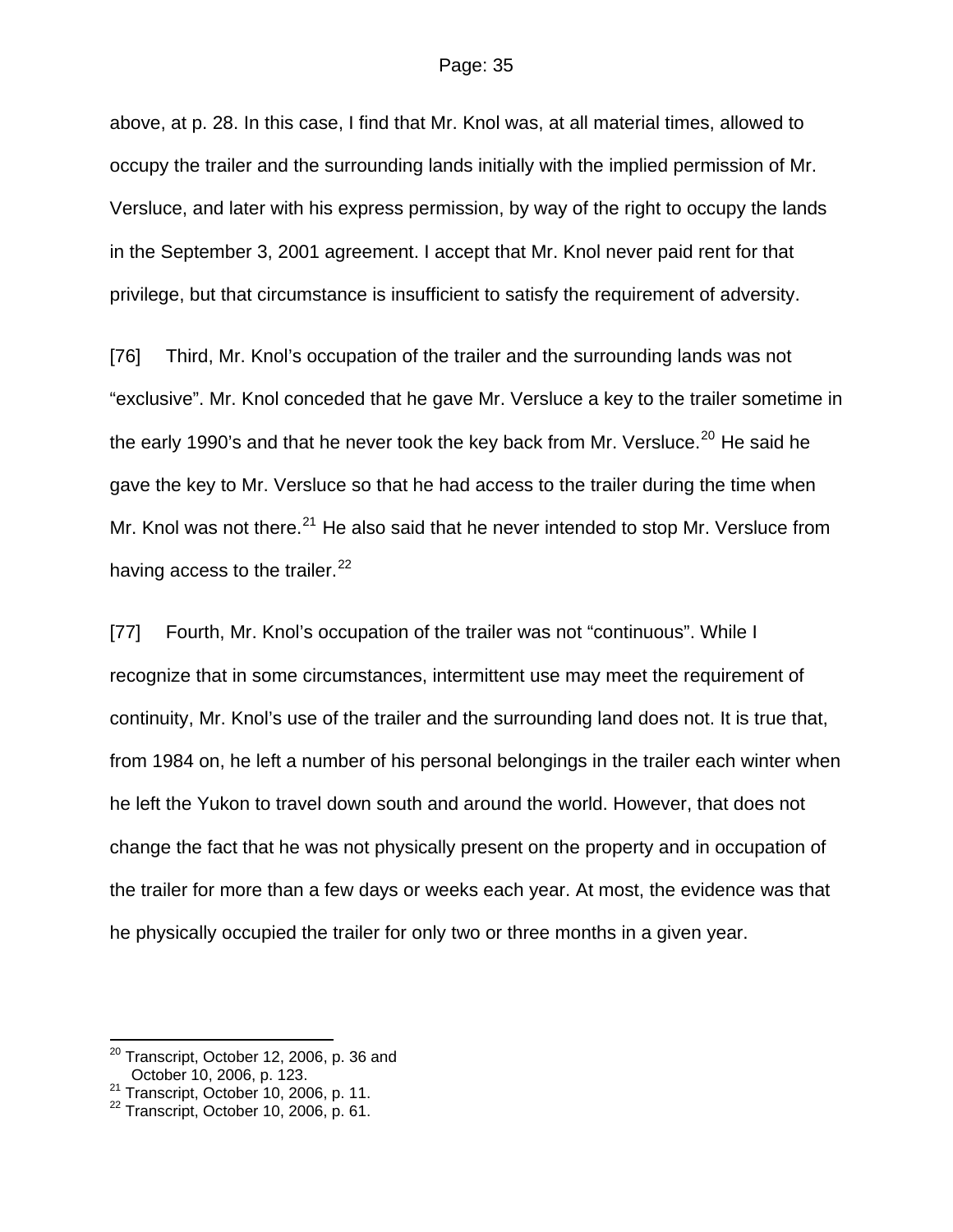above, at p. 28. In this case, I find that Mr. Knol was, at all material times, allowed to occupy the trailer and the surrounding lands initially with the implied permission of Mr. Versluce, and later with his express permission, by way of the right to occupy the lands in the September 3, 2001 agreement. I accept that Mr. Knol never paid rent for that privilege, but that circumstance is insufficient to satisfy the requirement of adversity.

[76] Third, Mr. Knol's occupation of the trailer and the surrounding lands was not "exclusive". Mr. Knol conceded that he gave Mr. Versluce a key to the trailer sometime in the early 1990's and that he never took the key back from Mr. Versluce.[20] He said he gave the key to Mr. Versluce so that he had access to the trailer during the time when Mr. Knol was not there.[21] He also said that he never intended to stop Mr. Versluce from having access to the trailer.[22]

[77] Fourth, Mr. Knol's occupation of the trailer was not "continuous". While I recognize that in some circumstances, intermittent use may meet the requirement of continuity, Mr. Knol's use of the trailer and the surrounding land does not. It is true that, from 1984 on, he left a number of his personal belongings in the trailer each winter when he left the Yukon to travel down south and around the world. However, that does not change the fact that he was not physically present on the property and in occupation of the trailer for more than a few days or weeks each year. At most, the evidence was that he physically occupied the trailer for only two or three months in a given year.

---

[20] Transcript, October 12, 2006, p. 36 and October 10, 2006, p. 123.

[21] Transcript, October 10, 2006, p. 11.

[22] Transcript, October 10, 2006, p. 61.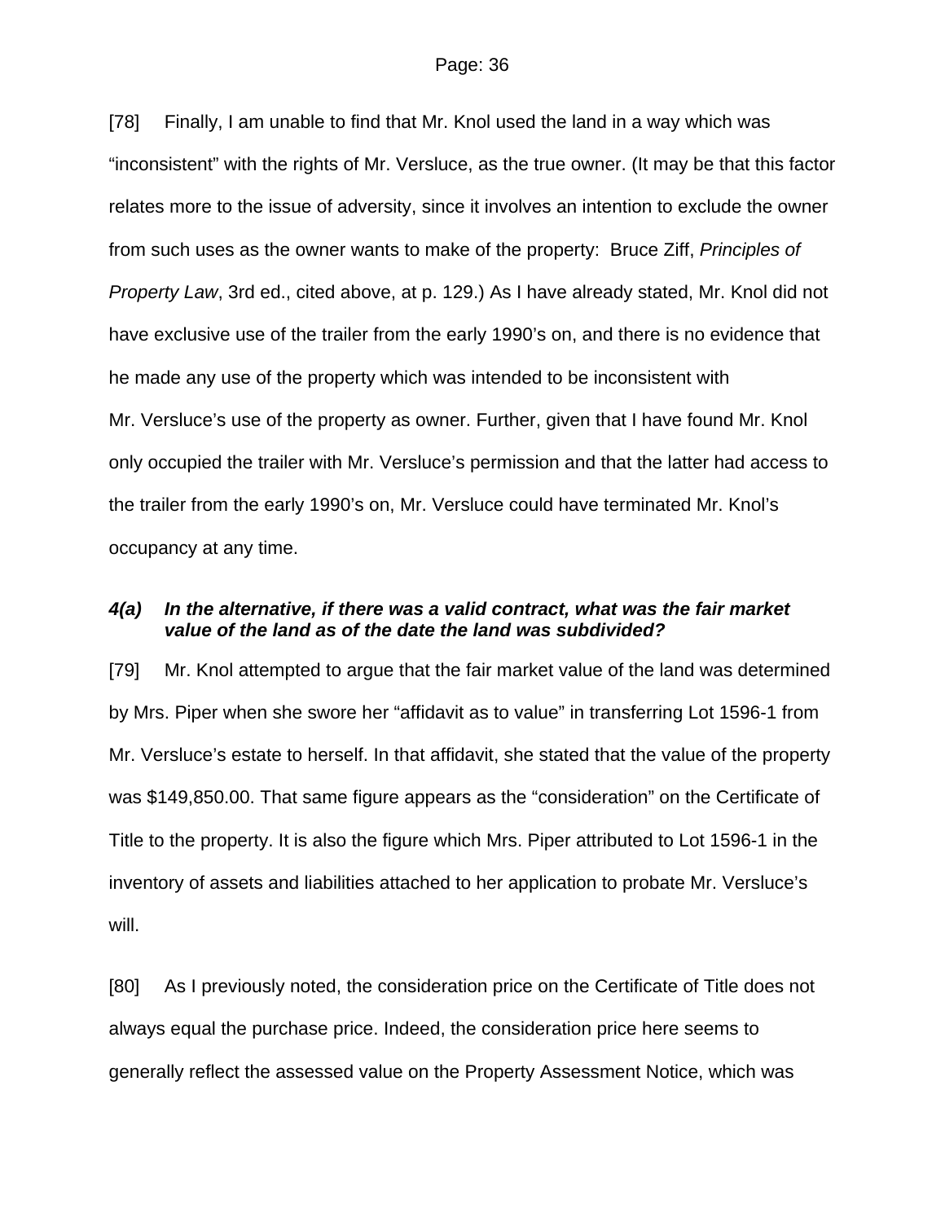[78] Finally, I am unable to find that Mr. Knol used the land in a way which was "inconsistent" with the rights of Mr. Versluce, as the true owner. (It may be that this factor relates more to the issue of adversity, since it involves an intention to exclude the owner from such uses as the owner wants to make of the property: Bruce Ziff, *Principles of Property Law*, 3rd ed., cited above, at p. 129.) As I have already stated, Mr. Knol did not have exclusive use of the trailer from the early 1990's on, and there is no evidence that he made any use of the property which was intended to be inconsistent with Mr. Versluce's use of the property as owner. Further, given that I have found Mr. Knol only occupied the trailer with Mr. Versluce's permission and that the latter had access to the trailer from the early 1990's on, Mr. Versluce could have terminated Mr. Knol's occupancy at any time.

### *4(a) In the alternative, if there was a valid contract, what was the fair market value of the land as of the date the land was subdivided?*

[79] Mr. Knol attempted to argue that the fair market value of the land was determined by Mrs. Piper when she swore her "affidavit as to value" in transferring Lot 1596-1 from Mr. Versluce's estate to herself. In that affidavit, she stated that the value of the property was $149,850.00. That same figure appears as the "consideration" on the Certificate of Title to the property. It is also the figure which Mrs. Piper attributed to Lot 1596-1 in the inventory of assets and liabilities attached to her application to probate Mr. Versluce's will.

[80] As I previously noted, the consideration price on the Certificate of Title does not always equal the purchase price. Indeed, the consideration price here seems to generally reflect the assessed value on the Property Assessment Notice, which was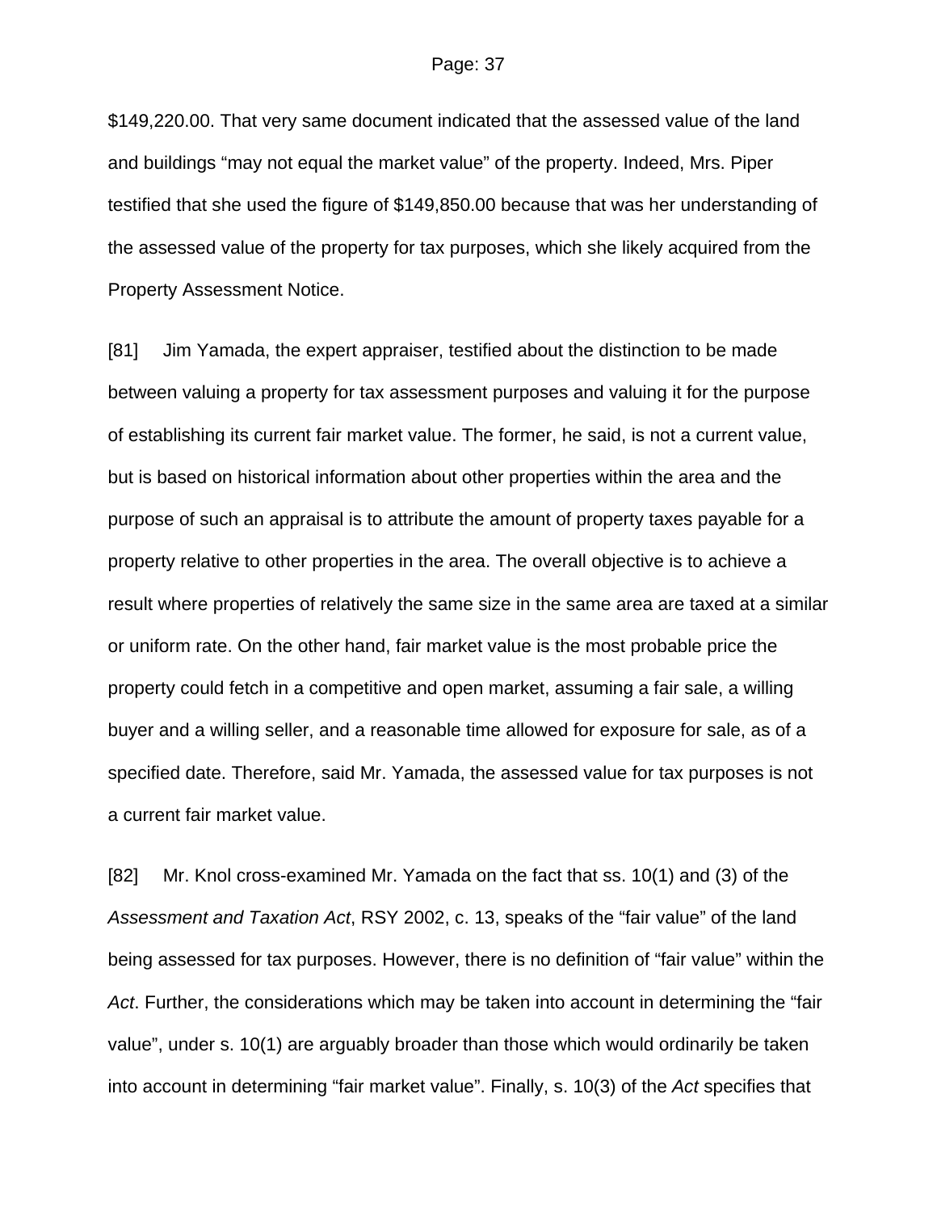$149,220.00. That very same document indicated that the assessed value of the land and buildings "may not equal the market value" of the property. Indeed, Mrs. Piper testified that she used the figure of $149,850.00 because that was her understanding of the assessed value of the property for tax purposes, which she likely acquired from the Property Assessment Notice.

[81] Jim Yamada, the expert appraiser, testified about the distinction to be made between valuing a property for tax assessment purposes and valuing it for the purpose of establishing its current fair market value. The former, he said, is not a current value, but is based on historical information about other properties within the area and the purpose of such an appraisal is to attribute the amount of property taxes payable for a property relative to other properties in the area. The overall objective is to achieve a result where properties of relatively the same size in the same area are taxed at a similar or uniform rate. On the other hand, fair market value is the most probable price the property could fetch in a competitive and open market, assuming a fair sale, a willing buyer and a willing seller, and a reasonable time allowed for exposure for sale, as of a specified date. Therefore, said Mr. Yamada, the assessed value for tax purposes is not a current fair market value.

[82] Mr. Knol cross-examined Mr. Yamada on the fact that ss. 10(1) and (3) of the *Assessment and Taxation Act*, RSY 2002, c. 13, speaks of the "fair value" of the land being assessed for tax purposes. However, there is no definition of "fair value" within the *Act*. Further, the considerations which may be taken into account in determining the "fair value", under s. 10(1) are arguably broader than those which would ordinarily be taken into account in determining "fair market value". Finally, s. 10(3) of the *Act* specifies that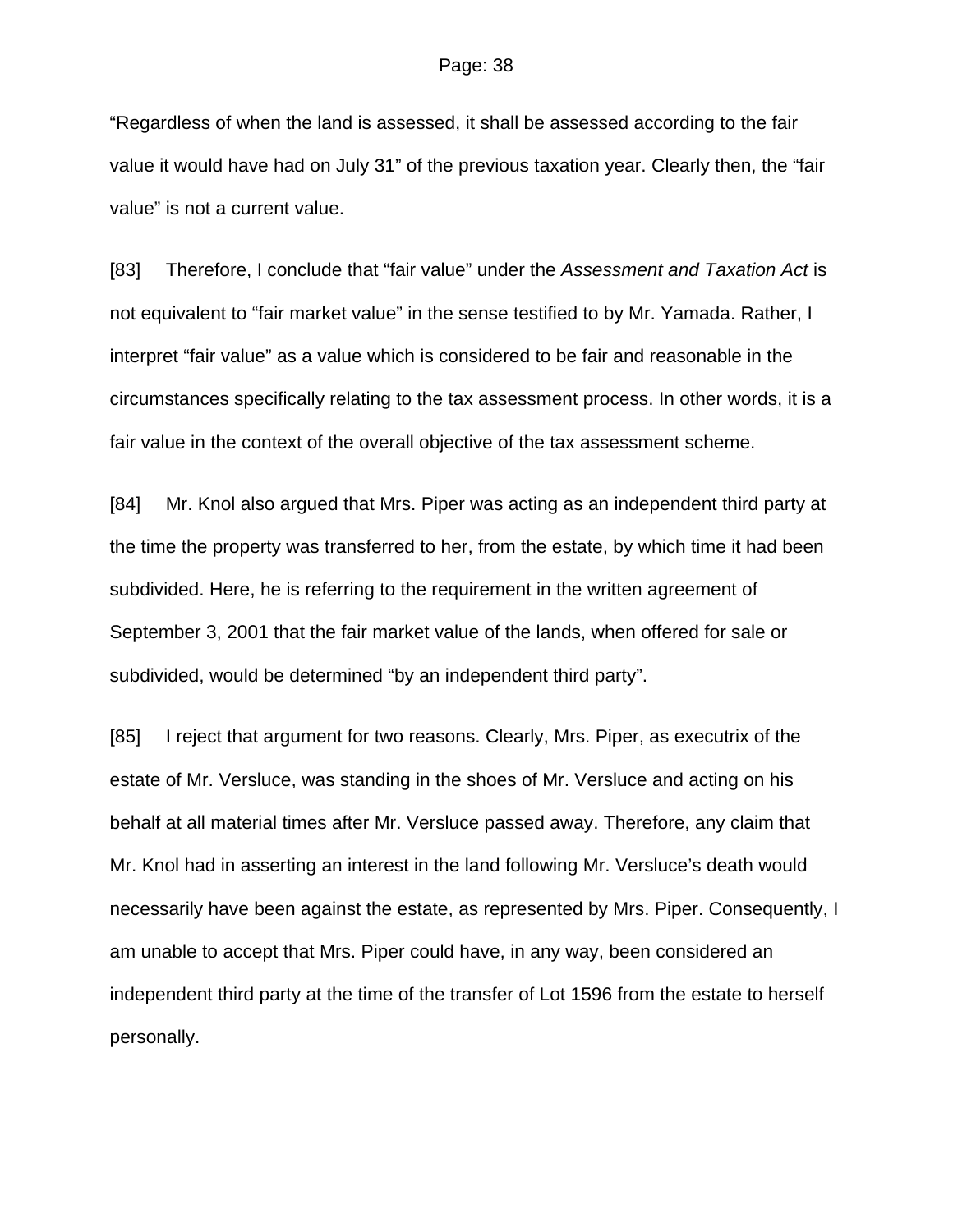"Regardless of when the land is assessed, it shall be assessed according to the fair value it would have had on July 31" of the previous taxation year. Clearly then, the "fair value" is not a current value.

[83] Therefore, I conclude that "fair value" under the *Assessment and Taxation Act* is not equivalent to "fair market value" in the sense testified to by Mr. Yamada. Rather, I interpret "fair value" as a value which is considered to be fair and reasonable in the circumstances specifically relating to the tax assessment process. In other words, it is a fair value in the context of the overall objective of the tax assessment scheme.

[84] Mr. Knol also argued that Mrs. Piper was acting as an independent third party at the time the property was transferred to her, from the estate, by which time it had been subdivided. Here, he is referring to the requirement in the written agreement of September 3, 2001 that the fair market value of the lands, when offered for sale or subdivided, would be determined "by an independent third party".

[85] I reject that argument for two reasons. Clearly, Mrs. Piper, as executrix of the estate of Mr. Versluce, was standing in the shoes of Mr. Versluce and acting on his behalf at all material times after Mr. Versluce passed away. Therefore, any claim that Mr. Knol had in asserting an interest in the land following Mr. Versluce's death would necessarily have been against the estate, as represented by Mrs. Piper. Consequently, I am unable to accept that Mrs. Piper could have, in any way, been considered an independent third party at the time of the transfer of Lot 1596 from the estate to herself personally.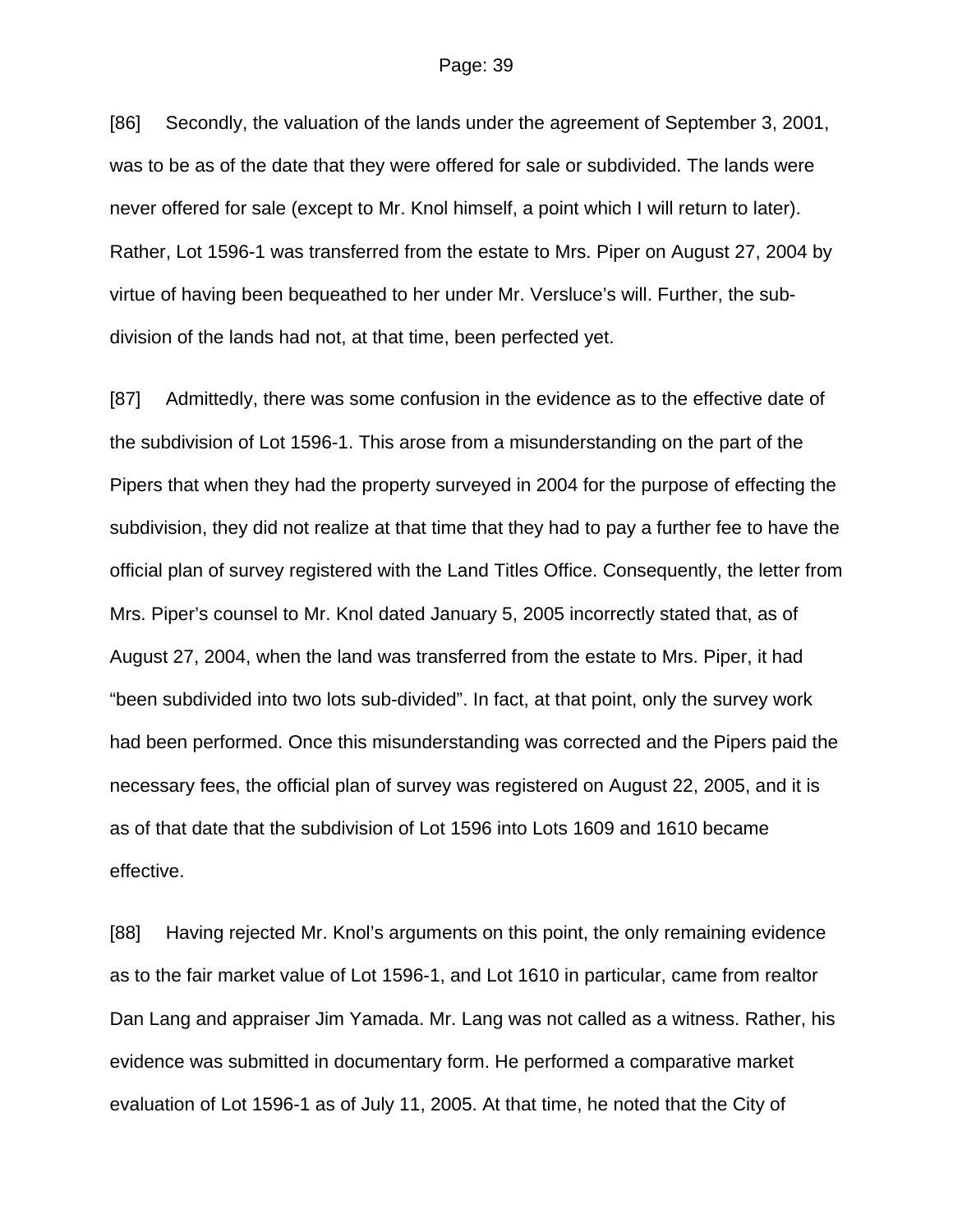[86] Secondly, the valuation of the lands under the agreement of September 3, 2001, was to be as of the date that they were offered for sale or subdivided. The lands were never offered for sale (except to Mr. Knol himself, a point which I will return to later). Rather, Lot 1596-1 was transferred from the estate to Mrs. Piper on August 27, 2004 by virtue of having been bequeathed to her under Mr. Versluce's will. Further, the sub-division of the lands had not, at that time, been perfected yet.

[87] Admittedly, there was some confusion in the evidence as to the effective date of the subdivision of Lot 1596-1. This arose from a misunderstanding on the part of the Pipers that when they had the property surveyed in 2004 for the purpose of effecting the subdivision, they did not realize at that time that they had to pay a further fee to have the official plan of survey registered with the Land Titles Office. Consequently, the letter from Mrs. Piper's counsel to Mr. Knol dated January 5, 2005 incorrectly stated that, as of August 27, 2004, when the land was transferred from the estate to Mrs. Piper, it had "been subdivided into two lots sub-divided". In fact, at that point, only the survey work had been performed. Once this misunderstanding was corrected and the Pipers paid the necessary fees, the official plan of survey was registered on August 22, 2005, and it is as of that date that the subdivision of Lot 1596 into Lots 1609 and 1610 became effective.

[88] Having rejected Mr. Knol's arguments on this point, the only remaining evidence as to the fair market value of Lot 1596-1, and Lot 1610 in particular, came from realtor Dan Lang and appraiser Jim Yamada. Mr. Lang was not called as a witness. Rather, his evidence was submitted in documentary form. He performed a comparative market evaluation of Lot 1596-1 as of July 11, 2005. At that time, he noted that the City of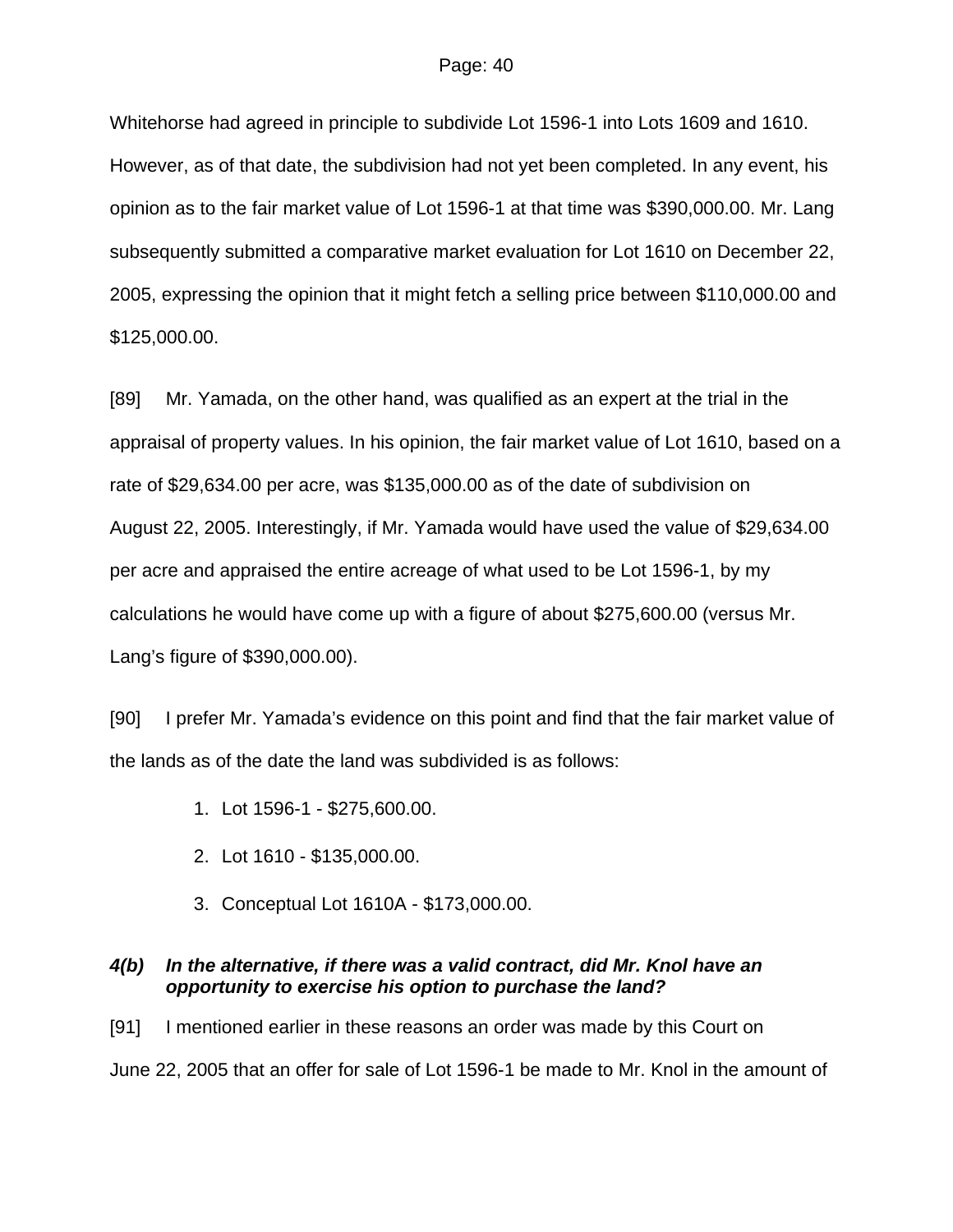Whitehorse had agreed in principle to subdivide Lot 1596-1 into Lots 1609 and 1610. However, as of that date, the subdivision had not yet been completed. In any event, his opinion as to the fair market value of Lot 1596-1 at that time was $390,000.00. Mr. Lang subsequently submitted a comparative market evaluation for Lot 1610 on December 22, 2005, expressing the opinion that it might fetch a selling price between $110,000.00 and $125,000.00.

[89] Mr. Yamada, on the other hand, was qualified as an expert at the trial in the appraisal of property values. In his opinion, the fair market value of Lot 1610, based on a rate of $29,634.00 per acre, was $135,000.00 as of the date of subdivision on August 22, 2005. Interestingly, if Mr. Yamada would have used the value of $29,634.00 per acre and appraised the entire acreage of what used to be Lot 1596-1, by my calculations he would have come up with a figure of about $275,600.00 (versus Mr. Lang's figure of $390,000.00).

[90] I prefer Mr. Yamada's evidence on this point and find that the fair market value of the lands as of the date the land was subdivided is as follows:

1. Lot 1596-1 - $275,600.00.
2. Lot 1610 - $135,000.00.
3. Conceptual Lot 1610A - $173,000.00.

***4(b) In the alternative, if there was a valid contract, did Mr. Knol have an opportunity to exercise his option to purchase the land?***

[91] I mentioned earlier in these reasons an order was made by this Court on June 22, 2005 that an offer for sale of Lot 1596-1 be made to Mr. Knol in the amount of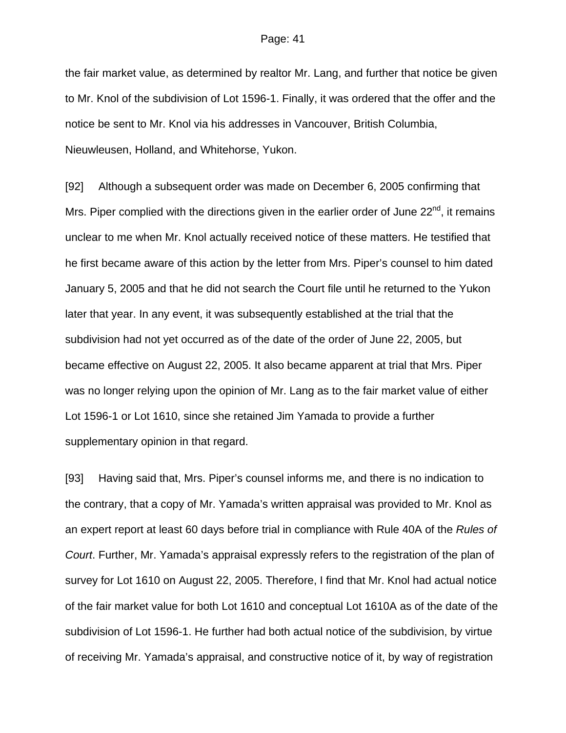the fair market value, as determined by realtor Mr. Lang, and further that notice be given to Mr. Knol of the subdivision of Lot 1596-1. Finally, it was ordered that the offer and the notice be sent to Mr. Knol via his addresses in Vancouver, British Columbia, Nieuwleusen, Holland, and Whitehorse, Yukon.

[92] Although a subsequent order was made on December 6, 2005 confirming that Mrs. Piper complied with the directions given in the earlier order of June 22nd, it remains unclear to me when Mr. Knol actually received notice of these matters. He testified that he first became aware of this action by the letter from Mrs. Piper's counsel to him dated January 5, 2005 and that he did not search the Court file until he returned to the Yukon later that year. In any event, it was subsequently established at the trial that the subdivision had not yet occurred as of the date of the order of June 22, 2005, but became effective on August 22, 2005. It also became apparent at trial that Mrs. Piper was no longer relying upon the opinion of Mr. Lang as to the fair market value of either Lot 1596-1 or Lot 1610, since she retained Jim Yamada to provide a further supplementary opinion in that regard.

[93] Having said that, Mrs. Piper's counsel informs me, and there is no indication to the contrary, that a copy of Mr. Yamada's written appraisal was provided to Mr. Knol as an expert report at least 60 days before trial in compliance with Rule 40A of the *Rules of Court*. Further, Mr. Yamada's appraisal expressly refers to the registration of the plan of survey for Lot 1610 on August 22, 2005. Therefore, I find that Mr. Knol had actual notice of the fair market value for both Lot 1610 and conceptual Lot 1610A as of the date of the subdivision of Lot 1596-1. He further had both actual notice of the subdivision, by virtue of receiving Mr. Yamada's appraisal, and constructive notice of it, by way of registration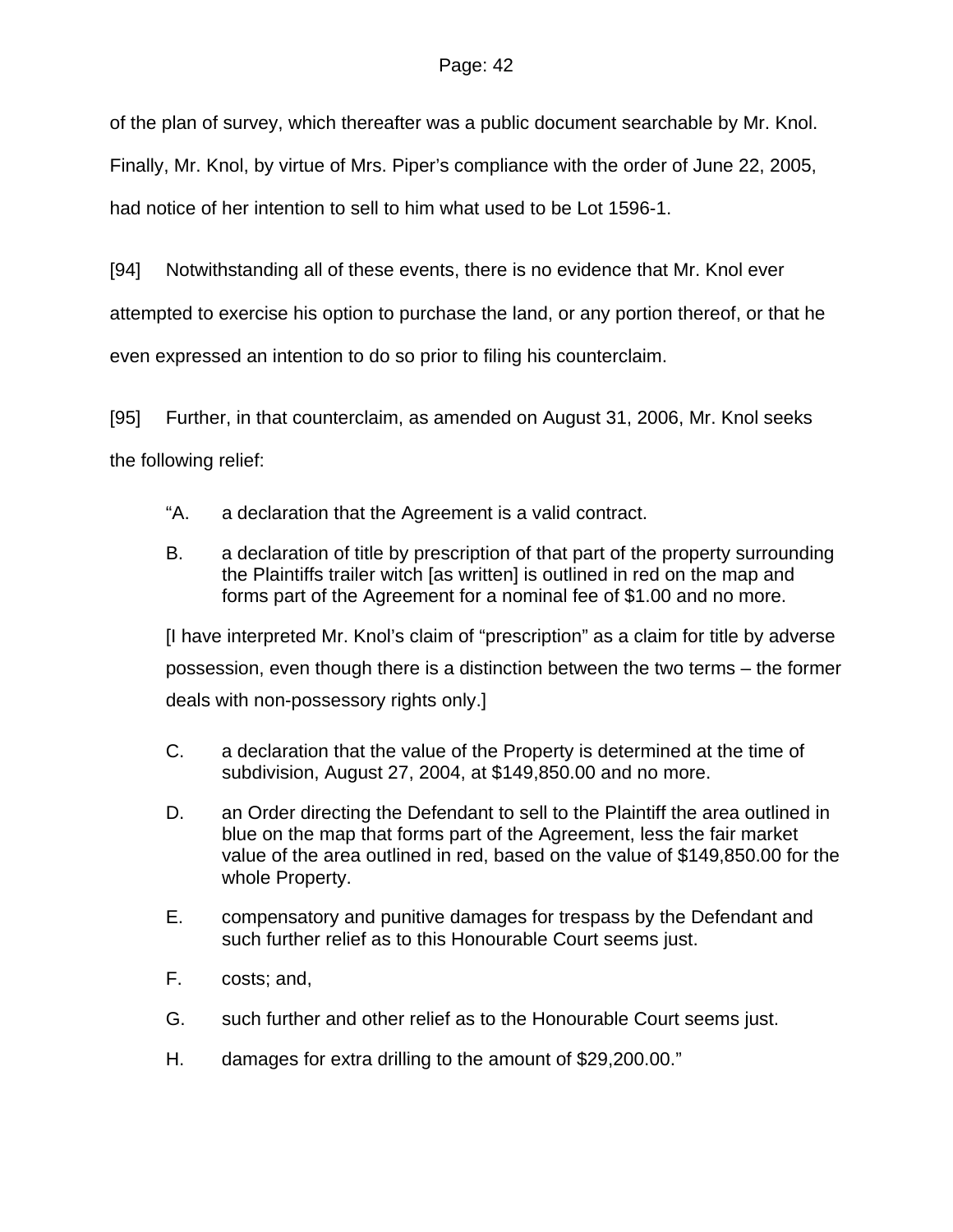of the plan of survey, which thereafter was a public document searchable by Mr. Knol. Finally, Mr. Knol, by virtue of Mrs. Piper's compliance with the order of June 22, 2005, had notice of her intention to sell to him what used to be Lot 1596-1.

[94] Notwithstanding all of these events, there is no evidence that Mr. Knol ever attempted to exercise his option to purchase the land, or any portion thereof, or that he even expressed an intention to do so prior to filing his counterclaim.

[95] Further, in that counterclaim, as amended on August 31, 2006, Mr. Knol seeks the following relief:

> "A. a declaration that the Agreement is a valid contract.
>
> B. a declaration of title by prescription of that part of the property surrounding the Plaintiffs trailer witch [as written] is outlined in red on the map and forms part of the Agreement for a nominal fee of $1.00 and no more.
>
> [I have interpreted Mr. Knol's claim of "prescription" as a claim for title by adverse possession, even though there is a distinction between the two terms – the former deals with non-possessory rights only.]
>
> C. a declaration that the value of the Property is determined at the time of subdivision, August 27, 2004, at $149,850.00 and no more.
>
> D. an Order directing the Defendant to sell to the Plaintiff the area outlined in blue on the map that forms part of the Agreement, less the fair market value of the area outlined in red, based on the value of $149,850.00 for the whole Property.
>
> E. compensatory and punitive damages for trespass by the Defendant and such further relief as to this Honourable Court seems just.
>
> F. costs; and,
>
> G. such further and other relief as to the Honourable Court seems just.
>
> H. damages for extra drilling to the amount of $29,200.00."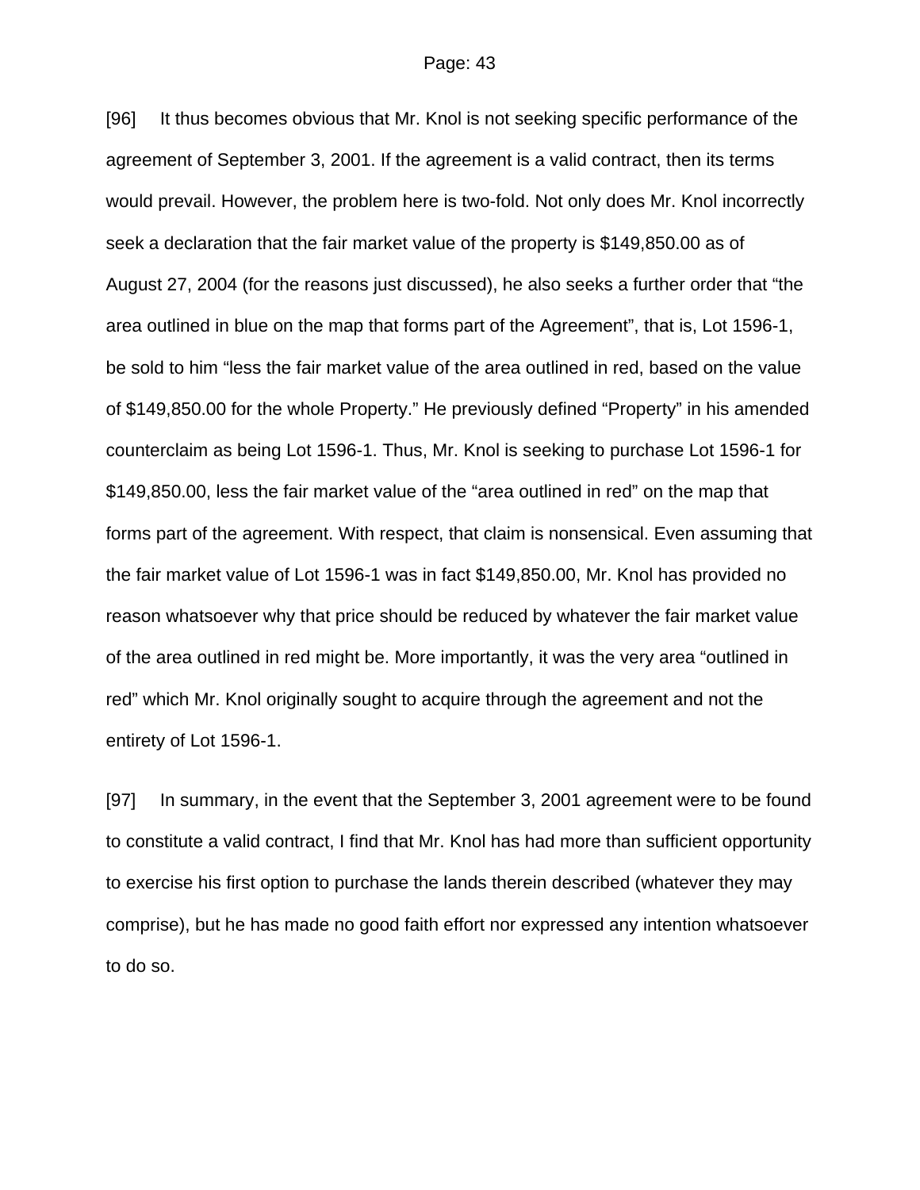[96] It thus becomes obvious that Mr. Knol is not seeking specific performance of the agreement of September 3, 2001. If the agreement is a valid contract, then its terms would prevail. However, the problem here is two-fold. Not only does Mr. Knol incorrectly seek a declaration that the fair market value of the property is $149,850.00 as of August 27, 2004 (for the reasons just discussed), he also seeks a further order that "the area outlined in blue on the map that forms part of the Agreement", that is, Lot 1596-1, be sold to him "less the fair market value of the area outlined in red, based on the value of $149,850.00 for the whole Property." He previously defined "Property" in his amended counterclaim as being Lot 1596-1. Thus, Mr. Knol is seeking to purchase Lot 1596-1 for $149,850.00, less the fair market value of the "area outlined in red" on the map that forms part of the agreement. With respect, that claim is nonsensical. Even assuming that the fair market value of Lot 1596-1 was in fact $149,850.00, Mr. Knol has provided no reason whatsoever why that price should be reduced by whatever the fair market value of the area outlined in red might be. More importantly, it was the very area "outlined in red" which Mr. Knol originally sought to acquire through the agreement and not the entirety of Lot 1596-1.

[97] In summary, in the event that the September 3, 2001 agreement were to be found to constitute a valid contract, I find that Mr. Knol has had more than sufficient opportunity to exercise his first option to purchase the lands therein described (whatever they may comprise), but he has made no good faith effort nor expressed any intention whatsoever to do so.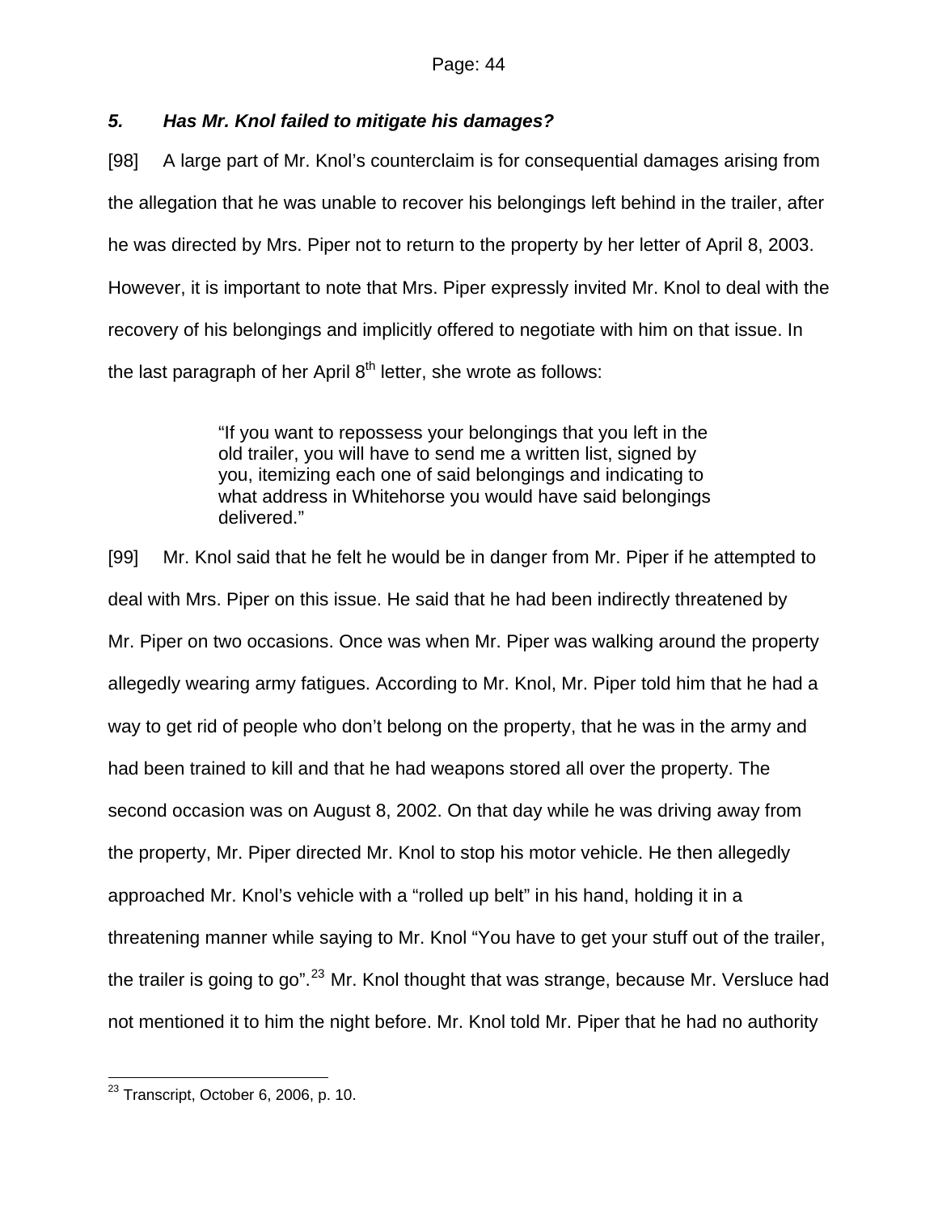### *5. Has Mr. Knol failed to mitigate his damages?*

[98] A large part of Mr. Knol's counterclaim is for consequential damages arising from the allegation that he was unable to recover his belongings left behind in the trailer, after he was directed by Mrs. Piper not to return to the property by her letter of April 8, 2003. However, it is important to note that Mrs. Piper expressly invited Mr. Knol to deal with the recovery of his belongings and implicitly offered to negotiate with him on that issue. In the last paragraph of her April 8th letter, she wrote as follows:

> "If you want to repossess your belongings that you left in the old trailer, you will have to send me a written list, signed by you, itemizing each one of said belongings and indicating to what address in Whitehorse you would have said belongings delivered."

[99] Mr. Knol said that he felt he would be in danger from Mr. Piper if he attempted to deal with Mrs. Piper on this issue. He said that he had been indirectly threatened by Mr. Piper on two occasions. Once was when Mr. Piper was walking around the property allegedly wearing army fatigues. According to Mr. Knol, Mr. Piper told him that he had a way to get rid of people who don't belong on the property, that he was in the army and had been trained to kill and that he had weapons stored all over the property. The second occasion was on August 8, 2002. On that day while he was driving away from the property, Mr. Piper directed Mr. Knol to stop his motor vehicle. He then allegedly approached Mr. Knol's vehicle with a "rolled up belt" in his hand, holding it in a threatening manner while saying to Mr. Knol "You have to get your stuff out of the trailer, the trailer is going to go".[23] Mr. Knol thought that was strange, because Mr. Versluce had not mentioned it to him the night before. Mr. Knol told Mr. Piper that he had no authority

[23] Transcript, October 6, 2006, p. 10.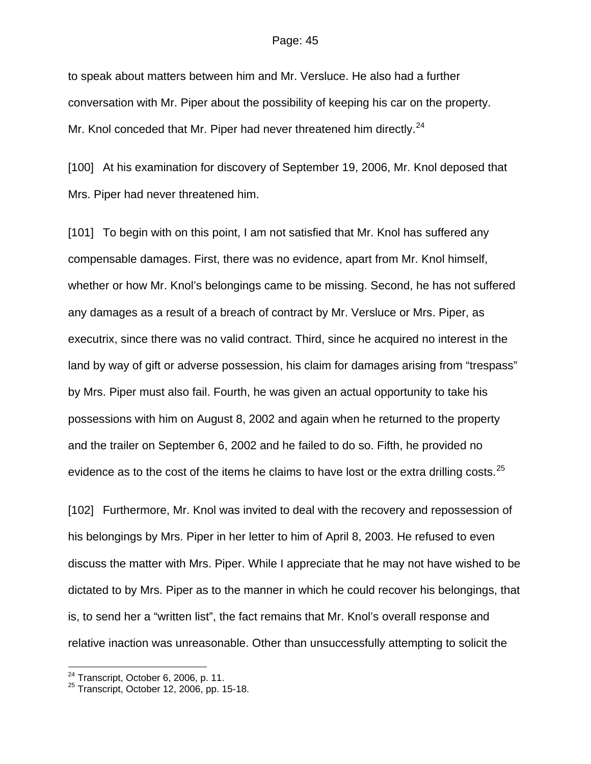to speak about matters between him and Mr. Versluce. He also had a further conversation with Mr. Piper about the possibility of keeping his car on the property. Mr. Knol conceded that Mr. Piper had never threatened him directly.[24]

[100] At his examination for discovery of September 19, 2006, Mr. Knol deposed that Mrs. Piper had never threatened him.

[101] To begin with on this point, I am not satisfied that Mr. Knol has suffered any compensable damages. First, there was no evidence, apart from Mr. Knol himself, whether or how Mr. Knol's belongings came to be missing. Second, he has not suffered any damages as a result of a breach of contract by Mr. Versluce or Mrs. Piper, as executrix, since there was no valid contract. Third, since he acquired no interest in the land by way of gift or adverse possession, his claim for damages arising from "trespass" by Mrs. Piper must also fail. Fourth, he was given an actual opportunity to take his possessions with him on August 8, 2002 and again when he returned to the property and the trailer on September 6, 2002 and he failed to do so. Fifth, he provided no evidence as to the cost of the items he claims to have lost or the extra drilling costs.[25]

[102] Furthermore, Mr. Knol was invited to deal with the recovery and repossession of his belongings by Mrs. Piper in her letter to him of April 8, 2003. He refused to even discuss the matter with Mrs. Piper. While I appreciate that he may not have wished to be dictated to by Mrs. Piper as to the manner in which he could recover his belongings, that is, to send her a "written list", the fact remains that Mr. Knol's overall response and relative inaction was unreasonable. Other than unsuccessfully attempting to solicit the

---

[24] Transcript, October 6, 2006, p. 11.

[25] Transcript, October 12, 2006, pp. 15-18.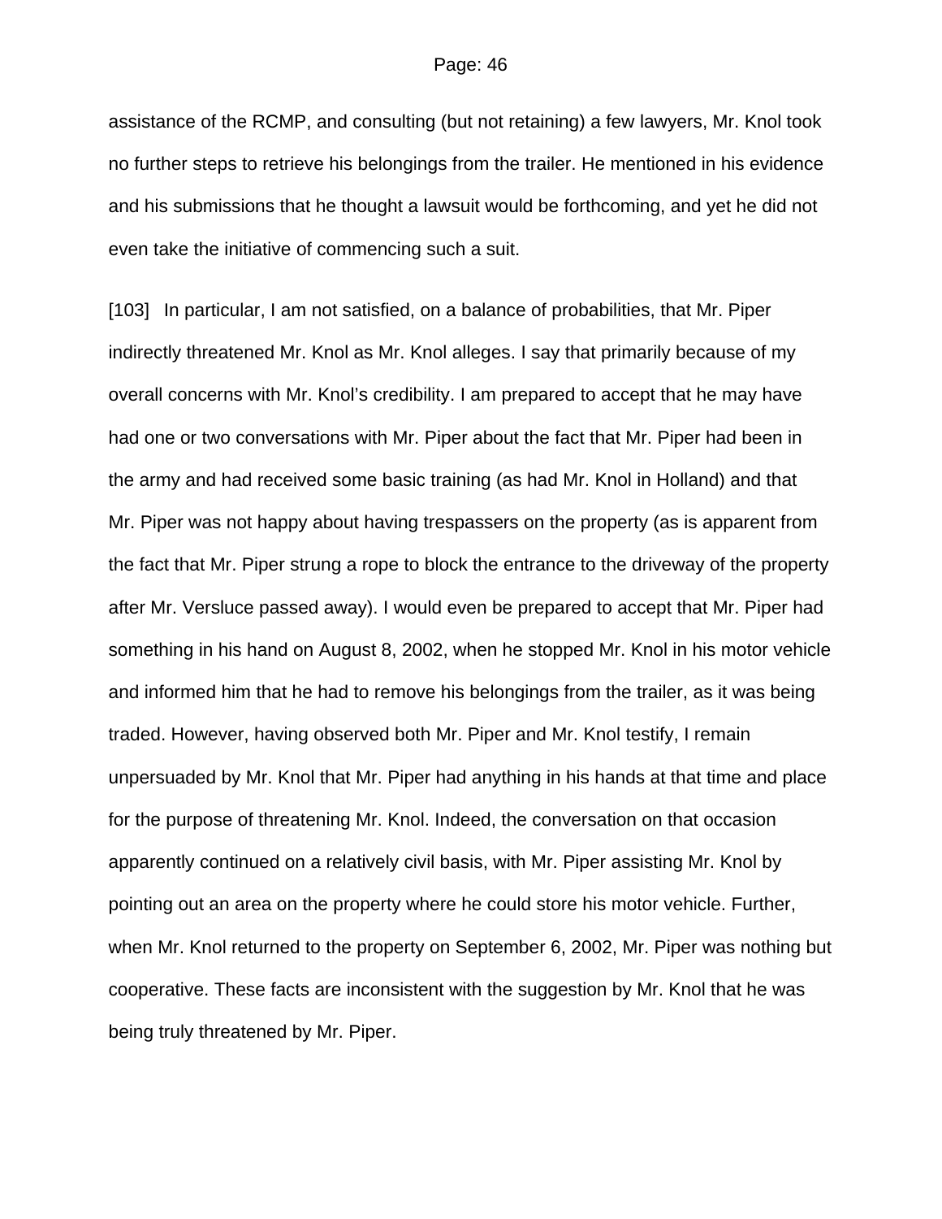assistance of the RCMP, and consulting (but not retaining) a few lawyers, Mr. Knol took no further steps to retrieve his belongings from the trailer. He mentioned in his evidence and his submissions that he thought a lawsuit would be forthcoming, and yet he did not even take the initiative of commencing such a suit.

[103] In particular, I am not satisfied, on a balance of probabilities, that Mr. Piper indirectly threatened Mr. Knol as Mr. Knol alleges. I say that primarily because of my overall concerns with Mr. Knol's credibility. I am prepared to accept that he may have had one or two conversations with Mr. Piper about the fact that Mr. Piper had been in the army and had received some basic training (as had Mr. Knol in Holland) and that Mr. Piper was not happy about having trespassers on the property (as is apparent from the fact that Mr. Piper strung a rope to block the entrance to the driveway of the property after Mr. Versluce passed away). I would even be prepared to accept that Mr. Piper had something in his hand on August 8, 2002, when he stopped Mr. Knol in his motor vehicle and informed him that he had to remove his belongings from the trailer, as it was being traded. However, having observed both Mr. Piper and Mr. Knol testify, I remain unpersuaded by Mr. Knol that Mr. Piper had anything in his hands at that time and place for the purpose of threatening Mr. Knol. Indeed, the conversation on that occasion apparently continued on a relatively civil basis, with Mr. Piper assisting Mr. Knol by pointing out an area on the property where he could store his motor vehicle. Further, when Mr. Knol returned to the property on September 6, 2002, Mr. Piper was nothing but cooperative. These facts are inconsistent with the suggestion by Mr. Knol that he was being truly threatened by Mr. Piper.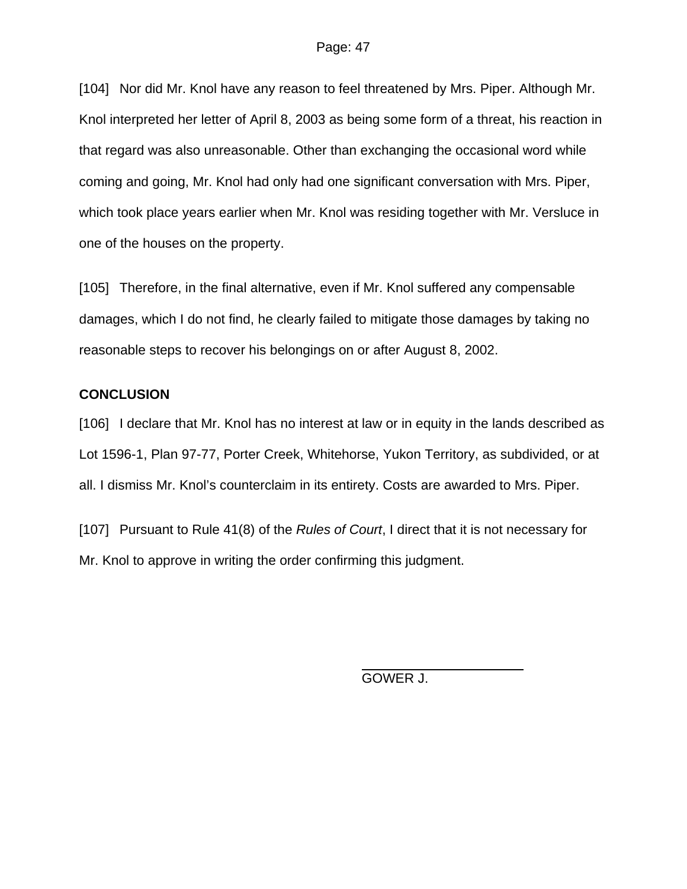[104] Nor did Mr. Knol have any reason to feel threatened by Mrs. Piper. Although Mr. Knol interpreted her letter of April 8, 2003 as being some form of a threat, his reaction in that regard was also unreasonable. Other than exchanging the occasional word while coming and going, Mr. Knol had only had one significant conversation with Mrs. Piper, which took place years earlier when Mr. Knol was residing together with Mr. Versluce in one of the houses on the property.

[105] Therefore, in the final alternative, even if Mr. Knol suffered any compensable damages, which I do not find, he clearly failed to mitigate those damages by taking no reasonable steps to recover his belongings on or after August 8, 2002.

**CONCLUSION**

[106] I declare that Mr. Knol has no interest at law or in equity in the lands described as Lot 1596-1, Plan 97-77, Porter Creek, Whitehorse, Yukon Territory, as subdivided, or at all. I dismiss Mr. Knol's counterclaim in its entirety. Costs are awarded to Mrs. Piper.

[107] Pursuant to Rule 41(8) of the *Rules of Court*, I direct that it is not necessary for Mr. Knol to approve in writing the order confirming this judgment.

GOWER J.